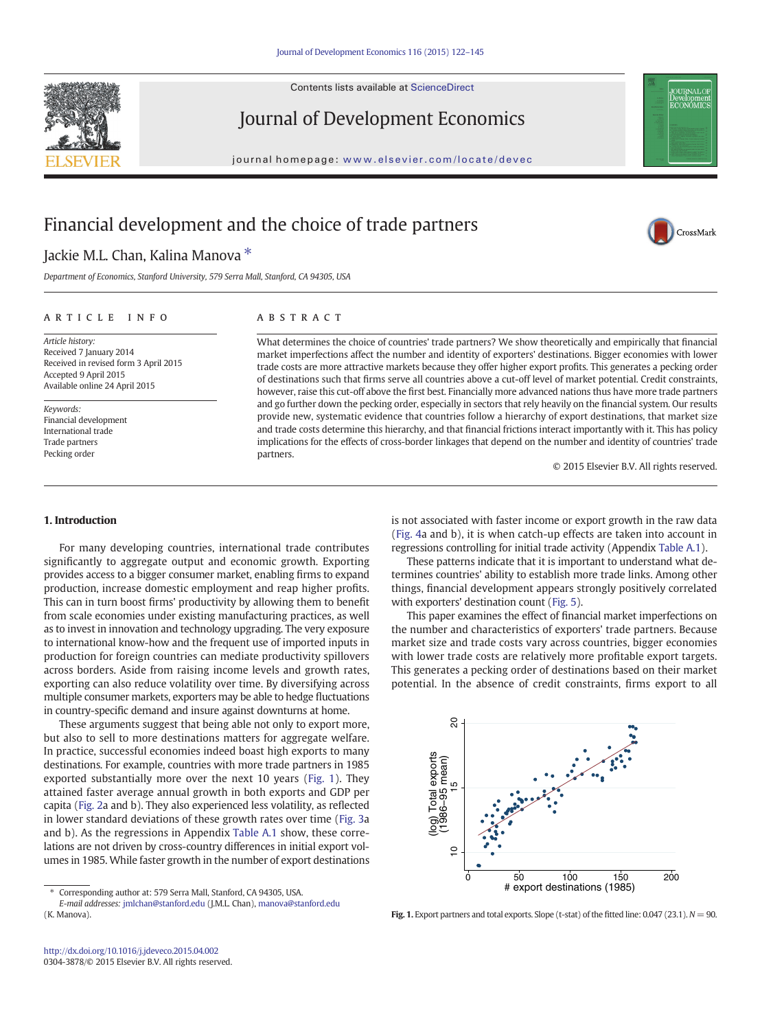# Financial development and the choice of trade partners

Jackie M.L. Chan, Kalina Manova *

*Department of Economics, Stanford University, 579 Serra Mall, Stanford, CA 94305, USA*

## ARTICLE INFO

*Article history:*
Received 7 January 2014
Received in revised form 3 April 2015
Accepted 9 April 2015
Available online 24 April 2015

*Keywords:*
Financial development
International trade
Trade partners
Pecking order

## ABSTRACT

What determines the choice of countries' trade partners? We show theoretically and empirically that financial market imperfections affect the number and identity of exporters' destinations. Bigger economies with lower trade costs are more attractive markets because they offer higher export profits. This generates a pecking order of destinations such that firms serve all countries above a cut-off level of market potential. Credit constraints, however, raise this cut-off above the first best. Financially more advanced nations thus have more trade partners and go further down the pecking order, especially in sectors that rely heavily on the financial system. Our results provide new, systematic evidence that countries follow a hierarchy of export destinations, that market size and trade costs determine this hierarchy, and that financial frictions interact importantly with it. This has policy implications for the effects of cross-border linkages that depend on the number and identity of countries' trade partners.

© 2015 Elsevier B.V. All rights reserved.

## 1. Introduction

For many developing countries, international trade contributes significantly to aggregate output and economic growth. Exporting provides access to a bigger consumer market, enabling firms to expand production, increase domestic employment and reap higher profits. This can in turn boost firms' productivity by allowing them to benefit from scale economies under existing manufacturing practices, as well as to invest in innovation and technology upgrading. The very exposure to international know-how and the frequent use of imported inputs in production for foreign countries can mediate productivity spillovers across borders. Aside from raising income levels and growth rates, exporting can also reduce volatility over time. By diversifying across multiple consumer markets, exporters may be able to hedge fluctuations in country-specific demand and insure against downturns at home.

These arguments suggest that being able not only to export more, but also to sell to more destinations matters for aggregate welfare. In practice, successful economies indeed boast high exports to many destinations. For example, countries with more trade partners in 1985 exported substantially more over the next 10 years (Fig. 1). They attained faster average annual growth in both exports and GDP per capita (Fig. 2a and b). They also experienced less volatility, as reflected in lower standard deviations of these growth rates over time (Fig. 3a and b). As the regressions in Appendix Table A.1 show, these correlations are not driven by cross-country differences in initial export volumes in 1985. While faster growth in the number of export destinations is not associated with faster income or export growth in the raw data (Fig. 4a and b), it is when catch-up effects are taken into account in regressions controlling for initial trade activity (Appendix Table A.1).

These patterns indicate that it is important to understand what determines countries' ability to establish more trade links. Among other things, financial development appears strongly positively correlated with exporters' destination count (Fig. 5).

This paper examines the effect of financial market imperfections on the number and characteristics of exporters' trade partners. Because market size and trade costs vary across countries, bigger economies with lower trade costs are relatively more profitable export targets. This generates a pecking order of destinations based on their market potential. In the absence of credit constraints, firms export to all

**Fig. 1.** Export partners and total exports. Slope (t-stat) of the fitted line: 0.047 (23.1). $N = 90$.

* Corresponding author at: 579 Serra Mall, Stanford, CA 94305, USA.
*E-mail addresses:* jmlchan@stanford.edu (J.M.L. Chan), manova@stanford.edu (K. Manova).

http://dx.doi.org/10.1016/j.jdeveco.2015.04.002
0304-3878/© 2015 Elsevier B.V. All rights reserved.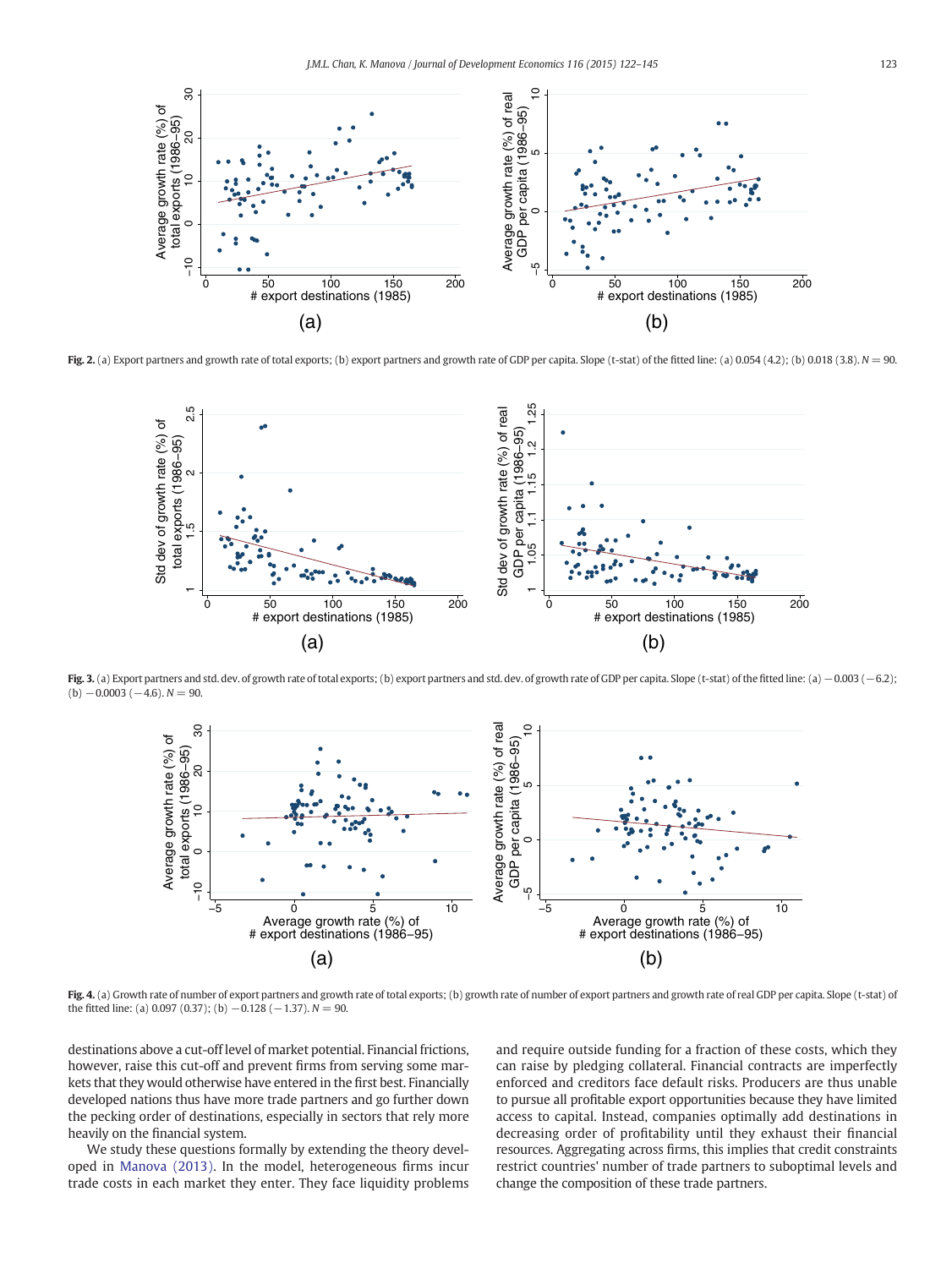**Fig. 2.** (a) Export partners and growth rate of total exports; (b) export partners and growth rate of GDP per capita. Slope (t-stat) of the fitted line: (a) 0.054 (4.2); (b) 0.018 (3.8). $N = 90$.

**Fig. 3.** (a) Export partners and std. dev. of growth rate of total exports; (b) export partners and std. dev. of growth rate of GDP per capita. Slope (t-stat) of the fitted line: (a) −0.003 (−6.2); (b) −0.0003 (−4.6). $N = 90$.

**Fig. 4.** (a) Growth rate of number of export partners and growth rate of total exports; (b) growth rate of number of export partners and growth rate of real GDP per capita. Slope (t-stat) of the fitted line: (a) 0.097 (0.37); (b) −0.128 (−1.37). $N = 90$.

destinations above a cut-off level of market potential. Financial frictions, however, raise this cut-off and prevent firms from serving some markets that they would otherwise have entered in the first best. Financially developed nations thus have more trade partners and go further down the pecking order of destinations, especially in sectors that rely more heavily on the financial system.

We study these questions formally by extending the theory developed in Manova (2013). In the model, heterogeneous firms incur trade costs in each market they enter. They face liquidity problems and require outside funding for a fraction of these costs, which they can raise by pledging collateral. Financial contracts are imperfectly enforced and creditors face default risks. Producers are thus unable to pursue all profitable export opportunities because they have limited access to capital. Instead, companies optimally add destinations in decreasing order of profitability until they exhaust their financial resources. Aggregating across firms, this implies that credit constraints restrict countries' number of trade partners to suboptimal levels and change the composition of these trade partners.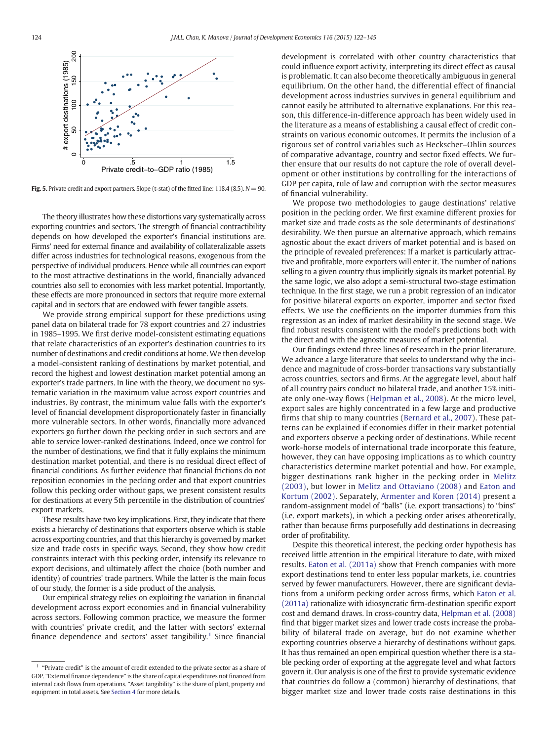**Fig. 5.** Private credit and export partners. Slope (t-stat) of the fitted line: 118.4 (8.5). $N = 90$.

The theory illustrates how these distortions vary systematically across exporting countries and sectors. The strength of financial contractibility depends on how developed the exporter's financial institutions are. Firms' need for external finance and availability of collateralizable assets differ across industries for technological reasons, exogenous from the perspective of individual producers. Hence while all countries can export to the most attractive destinations in the world, financially advanced countries also sell to economies with less market potential. Importantly, these effects are more pronounced in sectors that require more external capital and in sectors that are endowed with fewer tangible assets.

We provide strong empirical support for these predictions using panel data on bilateral trade for 78 export countries and 27 industries in 1985–1995. We first derive model-consistent estimating equations that relate characteristics of an exporter's destination countries to its number of destinations and credit conditions at home. We then develop a model-consistent ranking of destinations by market potential, and record the highest and lowest destination market potential among an exporter's trade partners. In line with the theory, we document no systematic variation in the maximum value across export countries and industries. By contrast, the minimum value falls with the exporter's level of financial development disproportionately faster in financially more vulnerable sectors. In other words, financially more advanced exporters go further down the pecking order in such sectors and are able to service lower-ranked destinations. Indeed, once we control for the number of destinations, we find that it fully explains the minimum destination market potential, and there is no residual direct effect of financial conditions. As further evidence that financial frictions do not reposition economies in the pecking order and that export countries follow this pecking order without gaps, we present consistent results for destinations at every 5th percentile in the distribution of countries' export markets.

These results have two key implications. First, they indicate that there exists a hierarchy of destinations that exporters observe which is stable across exporting countries, and that this hierarchy is governed by market size and trade costs in specific ways. Second, they show how credit constraints interact with this pecking order, intensify its relevance to export decisions, and ultimately affect the choice (both number and identity) of countries' trade partners. While the latter is the main focus of our study, the former is a side product of the analysis.

Our empirical strategy relies on exploiting the variation in financial development across export economies and in financial vulnerability across sectors. Following common practice, we measure the former with countries' private credit, and the latter with sectors' external finance dependence and sectors' asset tangibility.[1] Since financial development is correlated with other country characteristics that could influence export activity, interpreting its direct effect as causal is problematic. It can also become theoretically ambiguous in general equilibrium. On the other hand, the differential effect of financial development across industries survives in general equilibrium and cannot easily be attributed to alternative explanations. For this reason, this difference-in-difference approach has been widely used in the literature as a means of establishing a causal effect of credit constraints on various economic outcomes. It permits the inclusion of a rigorous set of control variables such as Heckscher–Ohlin sources of comparative advantage, country and sector fixed effects. We further ensure that our results do not capture the role of overall development or other institutions by controlling for the interactions of GDP per capita, rule of law and corruption with the sector measures of financial vulnerability.

We propose two methodologies to gauge destinations' relative position in the pecking order. We first examine different proxies for market size and trade costs as the sole determinants of destinations' desirability. We then pursue an alternative approach, which remains agnostic about the exact drivers of market potential and is based on the principle of revealed preferences: If a market is particularly attractive and profitable, more exporters will enter it. The number of nations selling to a given country thus implicitly signals its market potential. By the same logic, we also adopt a semi-structural two-stage estimation technique. In the first stage, we run a probit regression of an indicator for positive bilateral exports on exporter, importer and sector fixed effects. We use the coefficients on the importer dummies from this regression as an index of market desirability in the second stage. We find robust results consistent with the model's predictions both with the direct and with the agnostic measures of market potential.

Our findings extend three lines of research in the prior literature. We advance a large literature that seeks to understand why the incidence and magnitude of cross-border transactions vary substantially across countries, sectors and firms. At the aggregate level, about half of all country pairs conduct no bilateral trade, and another 15% initiate only one-way flows (Helpman et al., 2008). At the micro level, export sales are highly concentrated in a few large and productive firms that ship to many countries (Bernard et al., 2007). These patterns can be explained if economies differ in their market potential and exporters observe a pecking order of destinations. While recent work-horse models of international trade incorporate this feature, however, they can have opposing implications as to which country characteristics determine market potential and how. For example, bigger destinations rank higher in the pecking order in Melitz (2003), but lower in Melitz and Ottaviano (2008) and Eaton and Kortum (2002). Separately, Armenter and Koren (2014) present a random-assignment model of "balls" (i.e. export transactions) to "bins" (i.e. export markets), in which a pecking order arises atheoretically, rather than because firms purposefully add destinations in decreasing order of profitability.

Despite this theoretical interest, the pecking order hypothesis has received little attention in the empirical literature to date, with mixed results. Eaton et al. (2011a) show that French companies with more export destinations tend to enter less popular markets, i.e. countries served by fewer manufacturers. However, there are significant deviations from a uniform pecking order across firms, which Eaton et al. (2011a) rationalize with idiosyncratic firm-destination specific export cost and demand draws. In cross-country data, Helpman et al. (2008) find that bigger market sizes and lower trade costs increase the probability of bilateral trade on average, but do not examine whether exporting countries observe a hierarchy of destinations without gaps. It has thus remained an open empirical question whether there is a stable pecking order of exporting at the aggregate level and what factors govern it. Our analysis is one of the first to provide systematic evidence that countries do follow a (common) hierarchy of destinations, that bigger market size and lower trade costs raise destinations in this

[1] "Private credit" is the amount of credit extended to the private sector as a share of GDP. "External finance dependence" is the share of capital expenditures not financed from internal cash flows from operations. "Asset tangibility" is the share of plant, property and equipment in total assets. See Section 4 for more details.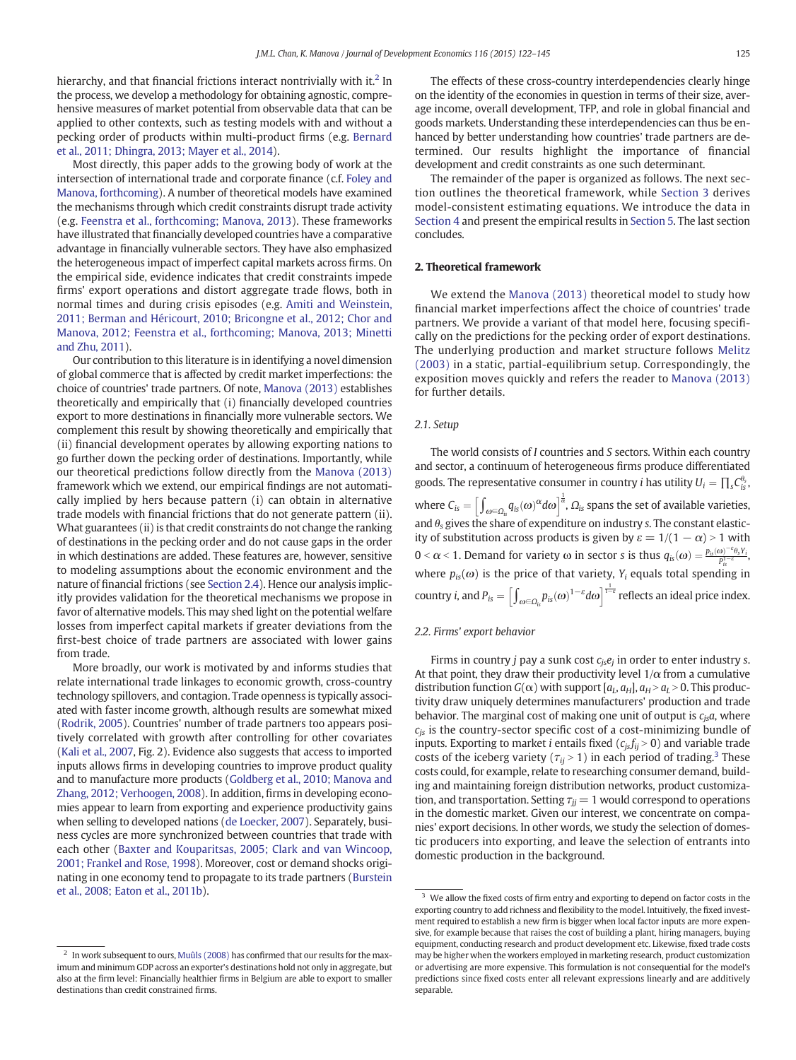hierarchy, and that financial frictions interact nontrivially with it.[2] In the process, we develop a methodology for obtaining agnostic, comprehensive measures of market potential from observable data that can be applied to other contexts, such as testing models with and without a pecking order of products within multi-product firms (e.g. Bernard et al., 2011; Dhingra, 2013; Mayer et al., 2014).

Most directly, this paper adds to the growing body of work at the intersection of international trade and corporate finance (c.f. Foley and Manova, forthcoming). A number of theoretical models have examined the mechanisms through which credit constraints disrupt trade activity (e.g. Feenstra et al., forthcoming; Manova, 2013). These frameworks have illustrated that financially developed countries have a comparative advantage in financially vulnerable sectors. They have also emphasized the heterogeneous impact of imperfect capital markets across firms. On the empirical side, evidence indicates that credit constraints impede firms' export operations and distort aggregate trade flows, both in normal times and during crisis episodes (e.g. Amiti and Weinstein, 2011; Berman and Héricourt, 2010; Bricongne et al., 2012; Chor and Manova, 2012; Feenstra et al., forthcoming; Manova, 2013; Minetti and Zhu, 2011).

Our contribution to this literature is in identifying a novel dimension of global commerce that is affected by credit market imperfections: the choice of countries' trade partners. Of note, Manova (2013) establishes theoretically and empirically that (i) financially developed countries export to more destinations in financially more vulnerable sectors. We complement this result by showing theoretically and empirically that (ii) financial development operates by allowing exporting nations to go further down the pecking order of destinations. Importantly, while our theoretical predictions follow directly from the Manova (2013) framework which we extend, our empirical findings are not automatically implied by hers because pattern (i) can obtain in alternative trade models with financial frictions that do not generate pattern (ii). What guarantees (ii) is that credit constraints do not change the ranking of destinations in the pecking order and do not cause gaps in the order in which destinations are added. These features are, however, sensitive to modeling assumptions about the economic environment and the nature of financial frictions (see Section 2.4). Hence our analysis implicitly provides validation for the theoretical mechanisms we propose in favor of alternative models. This may shed light on the potential welfare losses from imperfect capital markets if greater deviations from the first-best choice of trade partners are associated with lower gains from trade.

More broadly, our work is motivated by and informs studies that relate international trade linkages to economic growth, cross-country technology spillovers, and contagion. Trade openness is typically associated with faster income growth, although results are somewhat mixed (Rodrik, 2005). Countries' number of trade partners too appears positively correlated with growth after controlling for other covariates (Kali et al., 2007, Fig. 2). Evidence also suggests that access to imported inputs allows firms in developing countries to improve product quality and to manufacture more products (Goldberg et al., 2010; Manova and Zhang, 2012; Verhoogen, 2008). In addition, firms in developing economies appear to learn from exporting and experience productivity gains when selling to developed nations (de Loecker, 2007). Separately, business cycles are more synchronized between countries that trade with each other (Baxter and Kouparitsas, 2005; Clark and van Wincoop, 2001; Frankel and Rose, 1998). Moreover, cost or demand shocks originating in one economy tend to propagate to its trade partners (Burstein et al., 2008; Eaton et al., 2011b).

The effects of these cross-country interdependencies clearly hinge on the identity of the economies in question in terms of their size, average income, overall development, TFP, and role in global financial and goods markets. Understanding these interdependencies can thus be enhanced by better understanding how countries' trade partners are determined. Our results highlight the importance of financial development and credit constraints as one such determinant.

The remainder of the paper is organized as follows. The next section outlines the theoretical framework, while Section 3 derives model-consistent estimating equations. We introduce the data in Section 4 and present the empirical results in Section 5. The last section concludes.

## 2. Theoretical framework

We extend the Manova (2013) theoretical model to study how financial market imperfections affect the choice of countries' trade partners. We provide a variant of that model here, focusing specifically on the predictions for the pecking order of export destinations. The underlying production and market structure follows Melitz (2003) in a static, partial-equilibrium setup. Correspondingly, the exposition moves quickly and refers the reader to Manova (2013) for further details.

### 2.1. Setup

The world consists of $I$ countries and $S$ sectors. Within each country and sector, a continuum of heterogeneous firms produce differentiated goods. The representative consumer in country $i$ has utility $U_i = \prod_s C_{is}^{\theta_s}$, where $C_{is} = \left[\int_{\omega \in \Omega_{is}} q_{is}(\omega)^{\alpha} d\omega\right]^{\frac{1}{\alpha}}$, $\Omega_{is}$ spans the set of available varieties, and $\theta_s$ gives the share of expenditure on industry $s$. The constant elasticity of substitution across products is given by $\varepsilon = 1/(1-\alpha) > 1$ with $0 < \alpha < 1$. Demand for variety $\omega$ in sector $s$ is thus $q_{is}(\omega) = \frac{p_{is}(\omega)^{-\varepsilon}\theta_s Y_i}{P_{is}^{1-\varepsilon}}$, where $p_{is}(\omega)$ is the price of that variety, $Y_i$ equals total spending in country $i$, and $P_{is} = \left[\int_{\omega \in \Omega_{is}} p_{is}(\omega)^{1-\varepsilon} d\omega\right]^{\frac{1}{1-\varepsilon}}$ reflects an ideal price index.

### 2.2. Firms' export behavior

Firms in country $j$ pay a sunk cost $c_{js}e_j$ in order to enter industry $s$. At that point, they draw their productivity level $1/\alpha$ from a cumulative distribution function $G(\alpha)$ with support $[a_L, a_H]$, $a_H > a_L > 0$. This productivity draw uniquely determines manufacturers' production and trade behavior. The marginal cost of making one unit of output is $c_{js}a$, where $c_{js}$ is the country-sector specific cost of a cost-minimizing bundle of inputs. Exporting to market $i$ entails fixed ($c_{js}f_{ij} > 0$) and variable trade costs of the iceberg variety ($\tau_{ij} > 1$) in each period of trading.[3] These costs could, for example, relate to researching consumer demand, building and maintaining foreign distribution networks, product customization, and transportation. Setting $\tau_{jj} = 1$ would correspond to operations in the domestic market. Given our interest, we concentrate on companies' export decisions. In other words, we study the selection of domestic producers into exporting, and leave the selection of entrants into domestic production in the background.

---

[2] In work subsequent to ours, Muûls (2008) has confirmed that our results for the maximum and minimum GDP across an exporter's destinations hold not only in aggregate, but also at the firm level: Financially healthier firms in Belgium are able to export to smaller destinations than credit constrained firms.

[3] We allow the fixed costs of firm entry and exporting to depend on factor costs in the exporting country to add richness and flexibility to the model. Intuitively, the fixed investment required to establish a new firm is bigger when local factor inputs are more expensive, for example because that raises the cost of building a plant, hiring managers, buying equipment, conducting research and product development etc. Likewise, fixed trade costs may be higher when the workers employed in marketing research, product customization or advertising are more expensive. This formulation is not consequential for the model's predictions since fixed costs enter all relevant expressions linearly and are additively separable.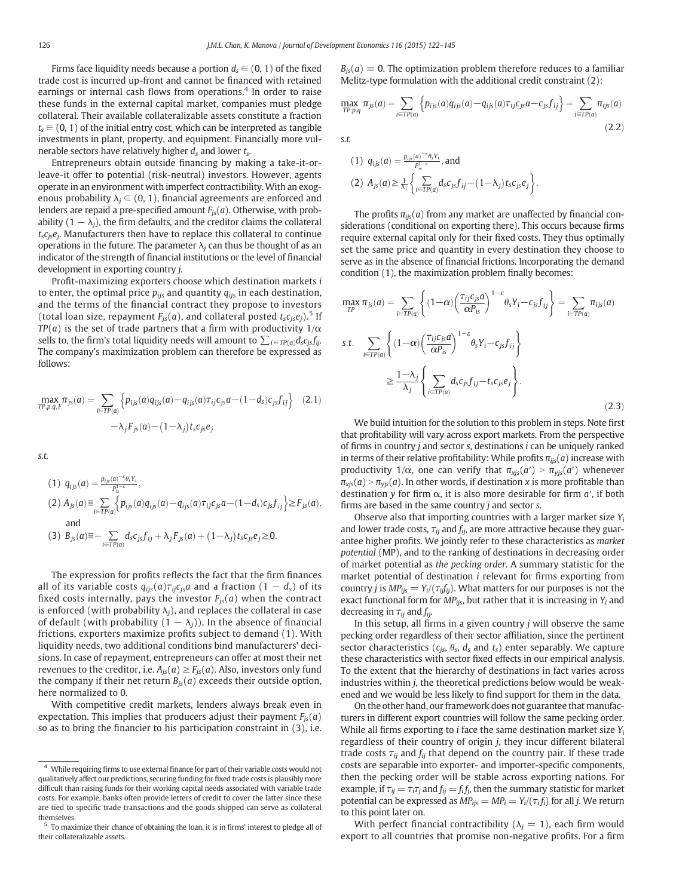Firms face liquidity needs because a portion $d_s \in (0, 1)$ of the fixed trade cost is incurred up-front and cannot be financed with retained earnings or internal cash flows from operations.[4] In order to raise these funds in the external capital market, companies must pledge collateral. Their available collateralizable assets constitute a fraction $t_s \in (0, 1)$ of the initial entry cost, which can be interpreted as tangible investments in plant, property, and equipment. Financially more vulnerable sectors have relatively higher $d_s$ and lower $t_s$.

Entrepreneurs obtain outside financing by making a take-it-or-leave-it offer to potential (risk-neutral) investors. However, agents operate in an environment with imperfect contractibility. With an exogenous probability $\lambda_j \in (0, 1)$, financial agreements are enforced and lenders are repaid a pre-specified amount $F_{js}(a)$. Otherwise, with probability $(1-\lambda_j)$, the firm defaults, and the creditor claims the collateral $t_s c_{js} e_j$. Manufacturers then have to replace this collateral to continue operations in the future. The parameter $\lambda_j$ can thus be thought of as an indicator of the strength of financial institutions or the level of financial development in exporting country $j$.

Profit-maximizing exporters choose which destination markets $i$ to enter, the optimal price $p_{ijs}$ and quantity $q_{ijs}$ in each destination, and the terms of the financial contract they propose to investors (total loan size, repayment $F_{js}(a)$, and collateral posted $t_s c_{js} e_j$).[5] If $TP(a)$ is the set of trade partners that a firm with productivity $1/\alpha$ sells to, the firm's total liquidity needs will amount to $\sum_{i\in TP(a)} d_s c_{js} f_{ij}$. The company's maximization problem can therefore be expressed as follows:

$$\max_{TP,p,q,F} \pi_{js}(a) = \sum_{i\in TP(a)} \left\{ p_{ijs}(a) q_{ijs}(a) - q_{ijs}(a)\tau_{ij} c_{js} a - (1-d_s) c_{js} f_{ij} \right\} - \lambda_j F_{js}(a) - (1-\lambda_j) t_s c_{js} e_j \quad (2.1)$$

s.t.

$$(1)\ q_{ijs}(a) = \frac{p_{ijs}(a)^{-\varepsilon}\theta_s Y_i}{P_{is}^{1-\varepsilon}},$$

$$(2)\ A_{js}(a) \equiv \sum_{i\in TP(a)} \left\{ p_{ijs}(a) q_{ijs}(a) - q_{ijs}(a)\tau_{ij} c_{js} a - (1-d_s) c_{js} f_{ij} \right\} \geq F_{js}(a),$$

and

$$(3)\ B_{js}(a) \equiv -\sum_{i\in TP(a)} d_s c_{js} f_{ij} + \lambda_j F_{js}(a) + (1-\lambda_j) t_s c_{js} e_j \geq 0.$$

The expression for profits reflects the fact that the firm finances all of its variable costs $q_{ijs}(a)\tau_{ij} c_{js} a$ and a fraction $(1-d_s)$ of its fixed costs internally, pays the investor $F_{js}(a)$ when the contract is enforced (with probability $\lambda_j$), and replaces the collateral in case of default (with probability $(1-\lambda_j)$). In the absence of financial frictions, exporters maximize profits subject to demand (1). With liquidity needs, two additional conditions bind manufacturers' decisions. In case of repayment, entrepreneurs can offer at most their net revenues to the creditor, i.e. $A_{js}(a) \geq F_{js}(a)$. Also, investors only fund the company if their net return $B_{js}(a)$ exceeds their outside option, here normalized to 0.

With competitive credit markets, lenders always break even in expectation. This implies that producers adjust their payment $F_{js}(a)$ so as to bring the financier to his participation constraint in (3), i.e. $B_{js}(a) = 0$. The optimization problem therefore reduces to a familiar Melitz-type formulation with the additional credit constraint (2):

$$\max_{TP,p,q} \pi_{js}(a) = \sum_{i\in TP(a)} \left\{ p_{ijs}(a) q_{ijs}(a) - q_{ijs}(a)\tau_{ij} c_{js} a - c_{js} f_{ij} \right\} = \sum_{i\in TP(a)} \pi_{ijs}(a) \quad (2.2)$$

s.t.

$$(1)\ q_{ijs}(a) = \frac{p_{ijs}(a)^{-\varepsilon}\theta_s Y_i}{P_{is}^{1-\varepsilon}}, \text{ and}$$

$$(2)\ A_{js}(a) \geq \frac{1}{\lambda_j}\left\{ \sum_{i\in TP(a)} d_s c_{js} f_{ij} - (1-\lambda_j) t_s c_{js} e_j \right\}.$$

The profits $\pi_{ijs}(a)$ from any market are unaffected by financial considerations (conditional on exporting there). This occurs because firms require external capital only for their fixed costs. They thus optimally set the same price and quantity in every destination they choose to serve as in the absence of financial frictions. Incorporating the demand condition (1), the maximization problem finally becomes:

$$\max_{TP} \pi_{js}(a) = \sum_{i\in TP(a)} \left\{ (1-\alpha)\left(\frac{\tau_{ij} c_{js} a}{\alpha P_{is}}\right)^{1-\varepsilon} \theta_s Y_i - c_{js} f_{ij} \right\} = \sum_{i\in TP(a)} \pi_{ijs}(a)$$

$$s.t.\ \sum_{i\in TP(a)} \left\{ (1-\alpha)\left(\frac{\tau_{ij} c_{js} a}{\alpha P_{is}}\right)^{1-\varepsilon} \theta_s Y_i - c_{js} f_{ij} \right\} \geq \frac{1-\lambda_j}{\lambda_j}\left\{ \sum_{i\in TP(a)} d_s c_{js} f_{ij} - t_s c_{js} e_j \right\}. \quad (2.3)$$

We build intuition for the solution to this problem in steps. Note first that profitability will vary across export markets. From the perspective of firms in country $j$ and sector $s$, destinations $i$ can be uniquely ranked in terms of their relative profitability: While profits $\pi_{ijs}(a)$ increase with productivity $1/\alpha$, one can verify that $\pi_{xjs}(a') > \pi_{yjs}(a')$ whenever $\pi_{xjs}(a) > \pi_{yjs}(a)$. In other words, if destination $x$ is more profitable than destination $y$ for firm $\alpha$, it is also more desirable for firm $a'$, if both firms are based in the same country $j$ and sector $s$.

Observe also that importing countries with a larger market size $Y_i$ and lower trade costs, $\tau_{ij}$ and $f_{ij}$, are more attractive because they guarantee higher profits. We jointly refer to these characteristics as *market potential* (MP), and to the ranking of destinations in decreasing order of market potential as *the pecking order*. A summary statistic for the market potential of destination $i$ relevant for firms exporting from country $j$ is $MP_{ijs} = Y_i/(\tau_{ij} f_{ij})$. What matters for our purposes is not the exact functional form for $MP_{ijs}$, but rather that it is increasing in $Y_i$ and decreasing in $\tau_{ij}$ and $f_{ij}$.

In this setup, all firms in a given country $j$ will observe the same pecking order regardless of their sector affiliation, since the pertinent sector characteristics ($c_{js}$, $\theta_s$, $d_s$ and $t_s$) enter separably. We capture these characteristics with sector fixed effects in our empirical analysis. To the extent that the hierarchy of destinations in fact varies across industries within $j$, the theoretical predictions below would be weakened and we would be less likely to find support for them in the data.

On the other hand, our framework does not guarantee that manufacturers in different export countries will follow the same pecking order. While all firms exporting to $i$ face the same destination market size $Y_i$ regardless of their country of origin $j$, they incur different bilateral trade costs $\tau_{ij}$ and $f_{ij}$ that depend on the country pair. If these trade costs are separable into exporter- and importer-specific components, then the pecking order will be stable across exporting nations. For example, if $\tau_{ij} = \tau_i \tau_j$ and $f_{ij} = f_i f_j$, then the summary statistic for market potential can be expressed as $MP_{ijs} = MP_i = Y_i/(\tau_i f_i)$ for all $j$. We return to this point later on.

With perfect financial contractibility ($\lambda_j = 1$), each firm would export to all countries that promise non-negative profits. For a firm

[4] While requiring firms to use external finance for part of their variable costs would not qualitatively affect our predictions, securing funding for fixed trade costs is plausibly more difficult than raising funds for their working capital needs associated with variable trade costs. For example, banks often provide letters of credit to cover the latter since these are tied to specific trade transactions and the goods shipped can serve as collateral themselves.

[5] To maximize their chance of obtaining the loan, it is in firms' interest to pledge all of their collateralizable assets.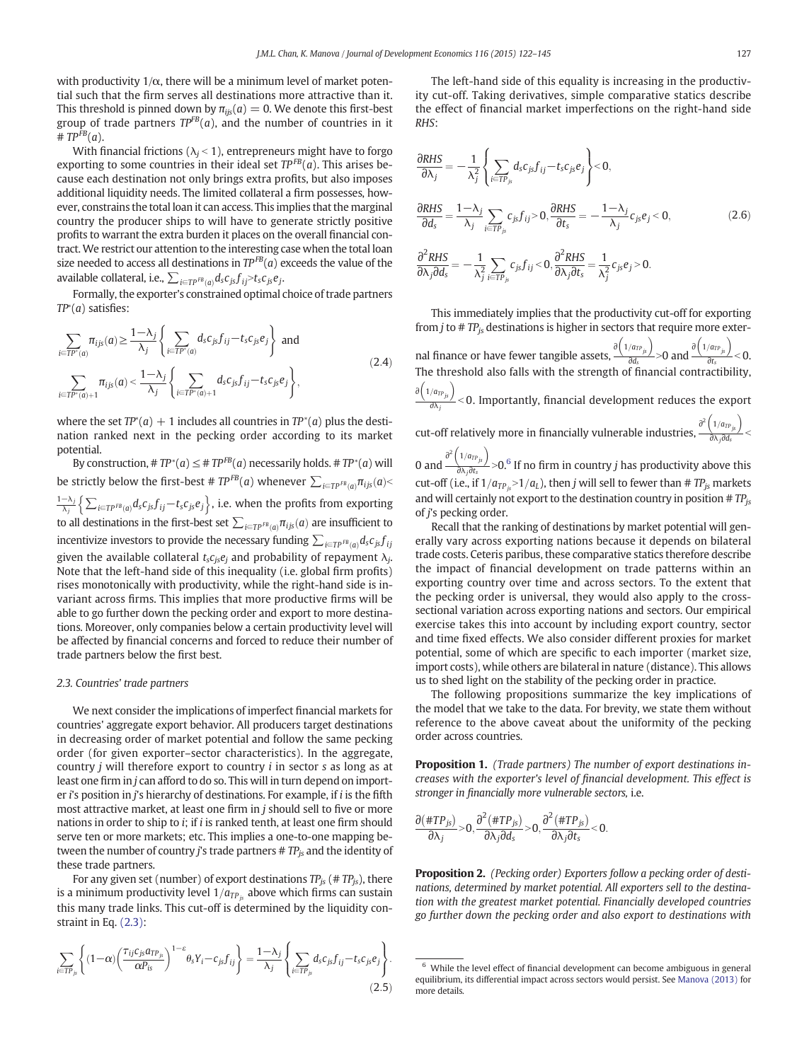with productivity $1/\alpha$, there will be a minimum level of market potential such that the firm serves all destinations more attractive than it. This threshold is pinned down by $\pi_{ijs}(a)=0$. We denote this first-best group of trade partners $TP^{FB}(a)$, and the number of countries in it $\# TP^{FB}(a)$.

With financial frictions ($\lambda_j<1$), entrepreneurs might have to forgo exporting to some countries in their ideal set $TP^{FB}(a)$. This arises because each destination not only brings extra profits, but also imposes additional liquidity needs. The limited collateral a firm possesses, however, constrains the total loan it can access. This implies that the marginal country the producer ships to will have to generate strictly positive profits to warrant the extra burden it places on the overall financial contract. We restrict our attention to the interesting case when the total loan size needed to access all destinations in $TP^{FB}(a)$ exceeds the value of the available collateral, i.e., $\sum_{i\in TP^{FB}(a)} d_s c_{js} f_{ij} > t_s c_{js} e_j$.

Formally, the exporter's constrained optimal choice of trade partners $TP^*(a)$ satisfies:

$$\sum_{i\in TP^*(a)} \pi_{ijs}(a) \geq \frac{1-\lambda_j}{\lambda_j}\left\{\sum_{i\in TP^*(a)} d_s c_{js} f_{ij} - t_s c_{js} e_j\right\} \text{ and}$$
$$\sum_{i\in TP^*(a)+1} \pi_{ijs}(a) < \frac{1-\lambda_j}{\lambda_j}\left\{\sum_{i\in TP^*(a)+1} d_s c_{js} f_{ij} - t_s c_{js} e_j\right\}, \tag{2.4}$$

where the set $TP^*(a)+1$ includes all countries in $TP^*(a)$ plus the destination ranked next in the pecking order according to its market potential.

By construction, $\# TP^*(a) \leq \# TP^{FB}(a)$ necessarily holds. $\# TP^*(a)$ will be strictly below the first-best $\# TP^{FB}(a)$ whenever $\sum_{i\in TP^{FB}(a)} \pi_{ijs}(a) < \frac{1-\lambda_j}{\lambda_j}\left\{\sum_{i\in TP^{FB}(a)} d_s c_{js} f_{ij} - t_s c_{js} e_j\right\}$, i.e. when the profits from exporting to all destinations in the first-best set $\sum_{i\in TP^{FB}(a)} \pi_{ijs}(a)$ are insufficient to incentivize investors to provide the necessary funding $\sum_{i\in TP^{FB}(a)} d_s c_{js} f_{ij}$ given the available collateral $t_s c_{js} e_j$ and probability of repayment $\lambda_j$. Note that the left-hand side of this inequality (i.e. global firm profits) rises monotonically with productivity, while the right-hand side is invariant across firms. This implies that more productive firms will be able to go further down the pecking order and export to more destinations. Moreover, only companies below a certain productivity level will be affected by financial concerns and forced to reduce their number of trade partners below the first best.

### 2.3. Countries' trade partners

We next consider the implications of imperfect financial markets for countries' aggregate export behavior. All producers target destinations in decreasing order of market potential and follow the same pecking order (for given exporter–sector characteristics). In the aggregate, country $j$ will therefore export to country $i$ in sector $s$ as long as at least one firm in $j$ can afford to do so. This will in turn depend on importer $i$'s position in $j$'s hierarchy of destinations. For example, if $i$ is the fifth most attractive market, at least one firm in $j$ should sell to five or more nations in order to ship to $i$; if $i$ is ranked tenth, at least one firm should serve ten or more markets; etc. This implies a one-to-one mapping between the number of country $j$'s trade partners $\# TP_{js}$ and the identity of these trade partners.

For any given set (number) of export destinations $TP_{js}$ ($\# TP_{js}$), there is a minimum productivity level $1/a_{TP_{js}}$ above which firms can sustain this many trade links. This cut-off is determined by the liquidity constraint in Eq. (2.3):

$$\sum_{i\in TP_{js}}\left\{(1-\alpha)\left(\frac{\tau_{ij} c_{js} a_{TP_{js}}}{\alpha P_{is}}\right)^{1-\varepsilon}\theta_s Y_i - c_{js} f_{ij}\right\} = \frac{1-\lambda_j}{\lambda_j}\left\{\sum_{i\in TP_{js}} d_s c_{js} f_{ij} - t_s c_{js} e_j\right\}. \tag{2.5}$$

The left-hand side of this equality is increasing in the productivity cut-off. Taking derivatives, simple comparative statics describe the effect of financial market imperfections on the right-hand side *RHS*:

$$\frac{\partial RHS}{\partial \lambda_j} = -\frac{1}{\lambda_j^2}\left\{\sum_{i\in TP_{js}} d_s c_{js} f_{ij} - t_s c_{js} e_j\right\} < 0,$$
$$\frac{\partial RHS}{\partial d_s} = \frac{1-\lambda_j}{\lambda_j}\sum_{i\in TP_{js}} c_{js} f_{ij} > 0, \quad \frac{\partial RHS}{\partial t_s} = -\frac{1-\lambda_j}{\lambda_j} c_{js} e_j < 0, \tag{2.6}$$
$$\frac{\partial^2 RHS}{\partial \lambda_j \partial d_s} = -\frac{1}{\lambda_j^2}\sum_{i\in TP_{js}} c_{js} f_{ij} < 0, \quad \frac{\partial^2 RHS}{\partial \lambda_j \partial t_s} = \frac{1}{\lambda_j^2} c_{js} e_j > 0.$$

This immediately implies that the productivity cut-off for exporting from $j$ to $\# TP_{js}$ destinations is higher in sectors that require more external finance or have fewer tangible assets, $\frac{\partial\left(1/a_{TP_{js}}\right)}{\partial d_s} > 0$ and $\frac{\partial\left(1/a_{TP_{js}}\right)}{\partial t_s} < 0$. The threshold also falls with the strength of financial contractibility, $\frac{\partial\left(1/a_{TP_{js}}\right)}{\partial \lambda_j} < 0$. Importantly, financial development reduces the export cut-off relatively more in financially vulnerable industries, $\frac{\partial^2\left(1/a_{TP_{js}}\right)}{\partial \lambda_j \partial d_s} < 0$ and $\frac{\partial^2\left(1/a_{TP_{js}}\right)}{\partial \lambda_j \partial t_s} > 0$.[6] If no firm in country $j$ has productivity above this cut-off (i.e., if $1/a_{TP_{js}} > 1/a_L$), then $j$ will sell to fewer than $\# TP_{js}$ markets and will certainly not export to the destination country in position $\# TP_{js}$ of $j$'s pecking order.

Recall that the ranking of destinations by market potential will generally vary across exporting nations because it depends on bilateral trade costs. Ceteris paribus, these comparative statics therefore describe the impact of financial development on trade patterns within an exporting country over time and across sectors. To the extent that the pecking order is universal, they would also apply to the cross-sectional variation across exporting nations and sectors. Our empirical exercise takes this into account by including export country, sector and time fixed effects. We also consider different proxies for market potential, some of which are specific to each importer (market size, import costs), while others are bilateral in nature (distance). This allows us to shed light on the stability of the pecking order in practice.

The following propositions summarize the key implications of the model that we take to the data. For brevity, we state them without reference to the above caveat about the uniformity of the pecking order across countries.

**Proposition 1.** *(Trade partners) The number of export destinations increases with the exporter's level of financial development. This effect is stronger in financially more vulnerable sectors,* i.e.

$$\frac{\partial(\# TP_{js})}{\partial \lambda_j} > 0, \frac{\partial^2(\# TP_{js})}{\partial \lambda_j \partial d_s} > 0, \frac{\partial^2(\# TP_{js})}{\partial \lambda_j \partial t_s} < 0.$$

**Proposition 2.** *(Pecking order) Exporters follow a pecking order of destinations, determined by market potential. All exporters sell to the destination with the greatest market potential. Financially developed countries go further down the pecking order and also export to destinations with*

[6] While the level effect of financial development can become ambiguous in general equilibrium, its differential impact across sectors would persist. See Manova (2013) for more details.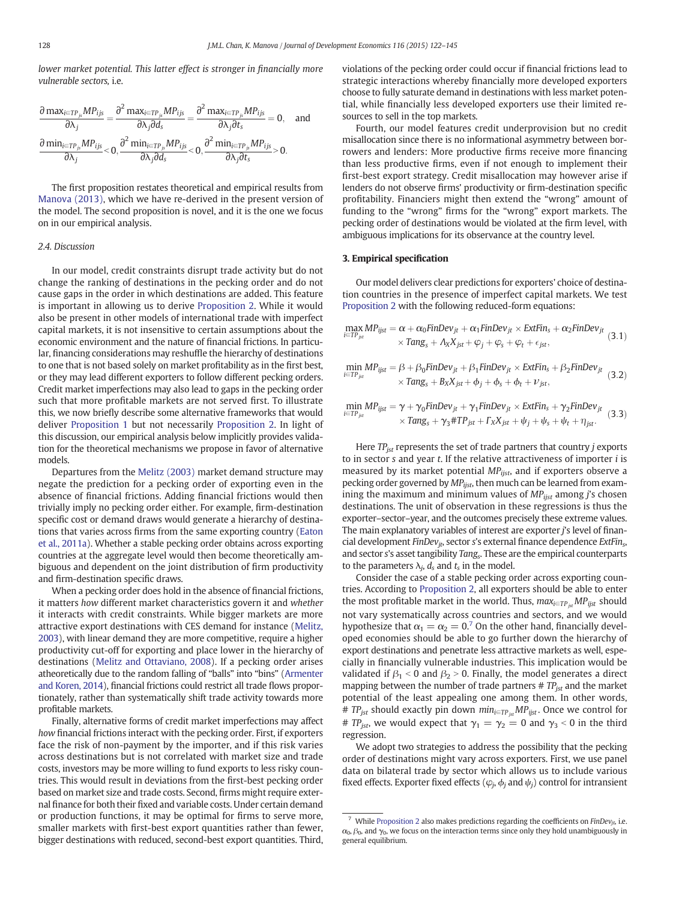*lower market potential. This latter effect is stronger in financially more vulnerable sectors,* i.e.

$$\frac{\partial \max_{i\in TP_{js}} MP_{ijs}}{\partial \lambda_j} = \frac{\partial^2 \max_{i\in TP_{js}} MP_{ijs}}{\partial \lambda_j \partial d_s} = \frac{\partial^2 \max_{i\in TP_{js}} MP_{ijs}}{\partial \lambda_j \partial t_s} = 0, \quad \text{and}$$

$$\frac{\partial \min_{i\in TP_{js}} MP_{ijs}}{\partial \lambda_j} < 0, \frac{\partial^2 \min_{i\in TP_{js}} MP_{ijs}}{\partial \lambda_j \partial d_s} < 0, \frac{\partial^2 \min_{i\in TP_{js}} MP_{ijs}}{\partial \lambda_j \partial t_s} > 0.$$

The first proposition restates theoretical and empirical results from Manova (2013), which we have re-derived in the present version of the model. The second proposition is novel, and it is the one we focus on in our empirical analysis.

### 2.4. Discussion

In our model, credit constraints disrupt trade activity but do not change the ranking of destinations in the pecking order and do not cause gaps in the order in which destinations are added. This feature is important in allowing us to derive Proposition 2. While it would also be present in other models of international trade with imperfect capital markets, it is not insensitive to certain assumptions about the economic environment and the nature of financial frictions. In particular, financing considerations may reshuffle the hierarchy of destinations to one that is not based solely on market profitability as in the first best, or they may lead different exporters to follow different pecking orders. Credit market imperfections may also lead to gaps in the pecking order such that more profitable markets are not served first. To illustrate this, we now briefly describe some alternative frameworks that would deliver Proposition 1 but not necessarily Proposition 2. In light of this discussion, our empirical analysis below implicitly provides validation for the theoretical mechanisms we propose in favor of alternative models.

Departures from the Melitz (2003) market demand structure may negate the prediction for a pecking order of exporting even in the absence of financial frictions. Adding financial frictions would then trivially imply no pecking order either. For example, firm-destination specific cost or demand draws would generate a hierarchy of destinations that varies across firms from the same exporting country (Eaton et al., 2011a). Whether a stable pecking order obtains across exporting countries at the aggregate level would then become theoretically ambiguous and dependent on the joint distribution of firm productivity and firm-destination specific draws.

When a pecking order does hold in the absence of financial frictions, it matters *how* different market characteristics govern it and *whether* it interacts with credit constraints. While bigger markets are more attractive export destinations with CES demand for instance (Melitz, 2003), with linear demand they are more competitive, require a higher productivity cut-off for exporting and place lower in the hierarchy of destinations (Melitz and Ottaviano, 2008). If a pecking order arises atheoretically due to the random falling of "balls" into "bins" (Armenter and Koren, 2014), financial frictions could restrict all trade flows proportionately, rather than systematically shift trade activity towards more profitable markets.

Finally, alternative forms of credit market imperfections may affect *how* financial frictions interact with the pecking order. First, if exporters face the risk of non-payment by the importer, and if this risk varies across destinations but is not correlated with market size and trade costs, investors may be more willing to fund exports to less risky countries. This would result in deviations from the first-best pecking order based on market size and trade costs. Second, firms might require external finance for both their fixed and variable costs. Under certain demand or production functions, it may be optimal for firms to serve more, smaller markets with first-best export quantities rather than fewer, bigger destinations with reduced, second-best export quantities. Third, violations of the pecking order could occur if financial frictions lead to strategic interactions whereby financially more developed exporters choose to fully saturate demand in destinations with less market potential, while financially less developed exporters use their limited resources to sell in the top markets.

Fourth, our model features credit underprovision but no credit misallocation since there is no informational asymmetry between borrowers and lenders: More productive firms receive more financing than less productive firms, even if not enough to implement their first-best export strategy. Credit misallocation may however arise if lenders do not observe firms' productivity or firm-destination specific profitability. Financiers might then extend the "wrong" amount of funding to the "wrong" firms for the "wrong" export markets. The pecking order of destinations would be violated at the firm level, with ambiguous implications for its observance at the country level.

## 3. Empirical specification

Our model delivers clear predictions for exporters' choice of destination countries in the presence of imperfect capital markets. We test Proposition 2 with the following reduced-form equations:

$$\max_{i\in TP_{jst}} MP_{ijst} = \alpha + \alpha_0 FinDev_{jt} + \alpha_1 FinDev_{jt} \times ExtFin_s + \alpha_2 FinDev_{jt} \times Tang_s + \Lambda_X X_{jst} + \varphi_j + \varphi_s + \varphi_t + \epsilon_{jst}, \tag{3.1}$$

$$\min_{i\in TP_{jst}} MP_{ijst} = \beta + \beta_0 FinDev_{jt} + \beta_1 FinDev_{jt} \times ExtFin_s + \beta_2 FinDev_{jt} \times Tang_s + B_X X_{jst} + \phi_j + \phi_s + \phi_t + \nu_{jst}, \tag{3.2}$$

$$\min_{i\in TP_{jst}} MP_{ijst} = \gamma + \gamma_0 FinDev_{jt} + \gamma_1 FinDev_{jt} \times ExtFin_s + \gamma_2 FinDev_{jt} \times Tang_s + \gamma_3 \#TP_{jst} + \Gamma_X X_{jst} + \psi_j + \psi_s + \psi_t + \eta_{jst}. \tag{3.3}$$

Here $TP_{jst}$ represents the set of trade partners that country $j$ exports to in sector $s$ and year $t$. If the relative attractiveness of importer $i$ is measured by its market potential $MP_{ijst}$, and if exporters observe a pecking order governed by $MP_{ijst}$, then much can be learned from examining the maximum and minimum values of $MP_{ijst}$ among $j$'s chosen destinations. The unit of observation in these regressions is thus the exporter–sector–year, and the outcomes precisely these extreme values. The main explanatory variables of interest are exporter $j$'s level of financial development $FinDev_{jt}$, sector $s$'s external finance dependence $ExtFin_s$, and sector $s$'s asset tangibility $Tang_s$. These are the empirical counterparts to the parameters $\lambda_j$, $d_s$ and $t_s$ in the model.

Consider the case of a stable pecking order across exporting countries. According to Proposition 2, all exporters should be able to enter the most profitable market in the world. Thus, $max_{i\in TP_{jst}} MP_{ijst}$ should not vary systematically across countries and sectors, and we would hypothesize that $\alpha_1 = \alpha_2 = 0$.[7] On the other hand, financially developed economies should be able to go further down the hierarchy of export destinations and penetrate less attractive markets as well, especially in financially vulnerable industries. This implication would be validated if $\beta_1 < 0$ and $\beta_2 > 0$. Finally, the model generates a direct mapping between the number of trade partners $\# TP_{jst}$ and the market potential of the least appealing one among them. In other words, $\# TP_{jst}$ should exactly pin down $min_{i\in TP_{jst}} MP_{ijst}$. Once we control for $\# TP_{jst}$, we would expect that $\gamma_1 = \gamma_2 = 0$ and $\gamma_3 < 0$ in the third regression.

We adopt two strategies to address the possibility that the pecking order of destinations might vary across exporters. First, we use panel data on bilateral trade by sector which allows us to include various fixed effects. Exporter fixed effects ($\varphi_j$, $\phi_j$ and $\psi_j$) control for intransient

[7] While Proposition 2 also makes predictions regarding the coefficients on $FinDev_{jt}$, i.e. $\alpha_0$, $\beta_0$, and $\gamma_0$, we focus on the interaction terms since only they hold unambiguously in general equilibrium.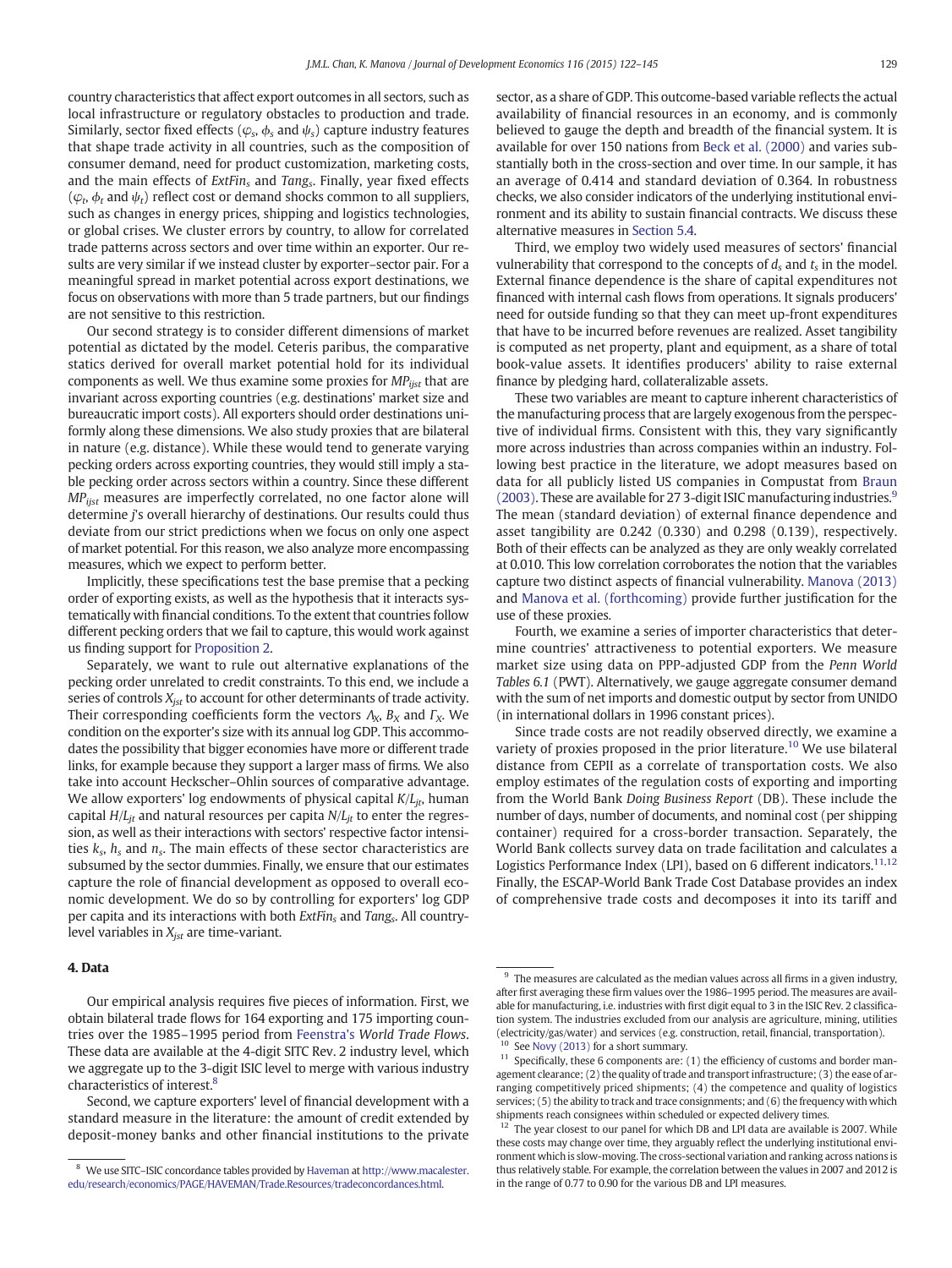country characteristics that affect export outcomes in all sectors, such as local infrastructure or regulatory obstacles to production and trade. Similarly, sector fixed effects ($\varphi_s$, $\phi_s$ and $\psi_s$) capture industry features that shape trade activity in all countries, such as the composition of consumer demand, need for product customization, marketing costs, and the main effects of $ExtFin_s$ and $Tang_s$. Finally, year fixed effects ($\varphi_t$, $\phi_t$ and $\psi_t$) reflect cost or demand shocks common to all suppliers, such as changes in energy prices, shipping and logistics technologies, or global crises. We cluster errors by country, to allow for correlated trade patterns across sectors and over time within an exporter. Our results are very similar if we instead cluster by exporter–sector pair. For a meaningful spread in market potential across export destinations, we focus on observations with more than 5 trade partners, but our findings are not sensitive to this restriction.

Our second strategy is to consider different dimensions of market potential as dictated by the model. Ceteris paribus, the comparative statics derived for overall market potential hold for its individual components as well. We thus examine some proxies for $MP_{ijst}$ that are invariant across exporting countries (e.g. destinations' market size and bureaucratic import costs). All exporters should order destinations uniformly along these dimensions. We also study proxies that are bilateral in nature (e.g. distance). While these would tend to generate varying pecking orders across exporting countries, they would still imply a stable pecking order across sectors within a country. Since these different $MP_{ijst}$ measures are imperfectly correlated, no one factor alone will determine $j$'s overall hierarchy of destinations. Our results could thus deviate from our strict predictions when we focus on only one aspect of market potential. For this reason, we also analyze more encompassing measures, which we expect to perform better.

Implicitly, these specifications test the base premise that a pecking order of exporting exists, as well as the hypothesis that it interacts systematically with financial conditions. To the extent that countries follow different pecking orders that we fail to capture, this would work against us finding support for Proposition 2.

Separately, we want to rule out alternative explanations of the pecking order unrelated to credit constraints. To this end, we include a series of controls $X_{jst}$ to account for other determinants of trade activity. Their corresponding coefficients form the vectors $\Lambda_X$, $B_X$ and $\Gamma_X$. We condition on the exporter's size with its annual log GDP. This accommodates the possibility that bigger economies have more or different trade links, for example because they support a larger mass of firms. We also take into account Heckscher–Ohlin sources of comparative advantage. We allow exporters' log endowments of physical capital $K/L_{jt}$, human capital $H/L_{jt}$ and natural resources per capita $N/L_{jt}$ to enter the regression, as well as their interactions with sectors' respective factor intensities $k_s$, $h_s$ and $n_s$. The main effects of these sector characteristics are subsumed by the sector dummies. Finally, we ensure that our estimates capture the role of financial development as opposed to overall economic development. We do so by controlling for exporters' log GDP per capita and its interactions with both $ExtFin_s$ and $Tang_s$. All country-level variables in $X_{jst}$ are time-variant.

## 4. Data

Our empirical analysis requires five pieces of information. First, we obtain bilateral trade flows for 164 exporting and 175 importing countries over the 1985–1995 period from Feenstra's *World Trade Flows*. These data are available at the 4-digit SITC Rev. 2 industry level, which we aggregate up to the 3-digit ISIC level to merge with various industry characteristics of interest.[8]

Second, we capture exporters' level of financial development with a standard measure in the literature: the amount of credit extended by deposit-money banks and other financial institutions to the private sector, as a share of GDP. This outcome-based variable reflects the actual availability of financial resources in an economy, and is commonly believed to gauge the depth and breadth of the financial system. It is available for over 150 nations from Beck et al. (2000) and varies substantially both in the cross-section and over time. In our sample, it has an average of 0.414 and standard deviation of 0.364. In robustness checks, we also consider indicators of the underlying institutional environment and its ability to sustain financial contracts. We discuss these alternative measures in Section 5.4.

Third, we employ two widely used measures of sectors' financial vulnerability that correspond to the concepts of $d_s$ and $t_s$ in the model. External finance dependence is the share of capital expenditures not financed with internal cash flows from operations. It signals producers' need for outside funding so that they can meet up-front expenditures that have to be incurred before revenues are realized. Asset tangibility is computed as net property, plant and equipment, as a share of total book-value assets. It identifies producers' ability to raise external finance by pledging hard, collateralizable assets.

These two variables are meant to capture inherent characteristics of the manufacturing process that are largely exogenous from the perspective of individual firms. Consistent with this, they vary significantly more across industries than across companies within an industry. Following best practice in the literature, we adopt measures based on data for all publicly listed US companies in Compustat from Braun (2003). These are available for 27 3-digit ISIC manufacturing industries.[9] The mean (standard deviation) of external finance dependence and asset tangibility are 0.242 (0.330) and 0.298 (0.139), respectively. Both of their effects can be analyzed as they are only weakly correlated at 0.010. This low correlation corroborates the notion that the variables capture two distinct aspects of financial vulnerability. Manova (2013) and Manova et al. (forthcoming) provide further justification for the use of these proxies.

Fourth, we examine a series of importer characteristics that determine countries' attractiveness to potential exporters. We measure market size using data on PPP-adjusted GDP from the *Penn World Tables 6.1* (PWT). Alternatively, we gauge aggregate consumer demand with the sum of net imports and domestic output by sector from UNIDO (in international dollars in 1996 constant prices).

Since trade costs are not readily observed directly, we examine a variety of proxies proposed in the prior literature.[10] We use bilateral distance from CEPII as a correlate of transportation costs. We also employ estimates of the regulation costs of exporting and importing from the World Bank *Doing Business Report* (DB). These include the number of days, number of documents, and nominal cost (per shipping container) required for a cross-border transaction. Separately, the World Bank collects survey data on trade facilitation and calculates a Logistics Performance Index (LPI), based on 6 different indicators.[11,12] Finally, the ESCAP-World Bank Trade Cost Database provides an index of comprehensive trade costs and decomposes it into its tariff and

---

[8] We use SITC–ISIC concordance tables provided by Haveman at http://www.macalester.edu/research/economics/PAGE/HAVEMAN/Trade.Resources/tradeconcordances.html.

[9] The measures are calculated as the median values across all firms in a given industry, after first averaging these firm values over the 1986–1995 period. The measures are available for manufacturing, i.e. industries with first digit equal to 3 in the ISIC Rev. 2 classification system. The industries excluded from our analysis are agriculture, mining, utilities (electricity/gas/water) and services (e.g. construction, retail, financial, transportation).

[10] See Novy (2013) for a short summary.

[11] Specifically, these 6 components are: (1) the efficiency of customs and border management clearance; (2) the quality of trade and transport infrastructure; (3) the ease of arranging competitively priced shipments; (4) the competence and quality of logistics services; (5) the ability to track and trace consignments; and (6) the frequency with which shipments reach consignees within scheduled or expected delivery times.

[12] The year closest to our panel for which DB and LPI data are available is 2007. While these costs may change over time, they arguably reflect the underlying institutional environment which is slow-moving. The cross-sectional variation and ranking across nations is thus relatively stable. For example, the correlation between the values in 2007 and 2012 is in the range of 0.77 to 0.90 for the various DB and LPI measures.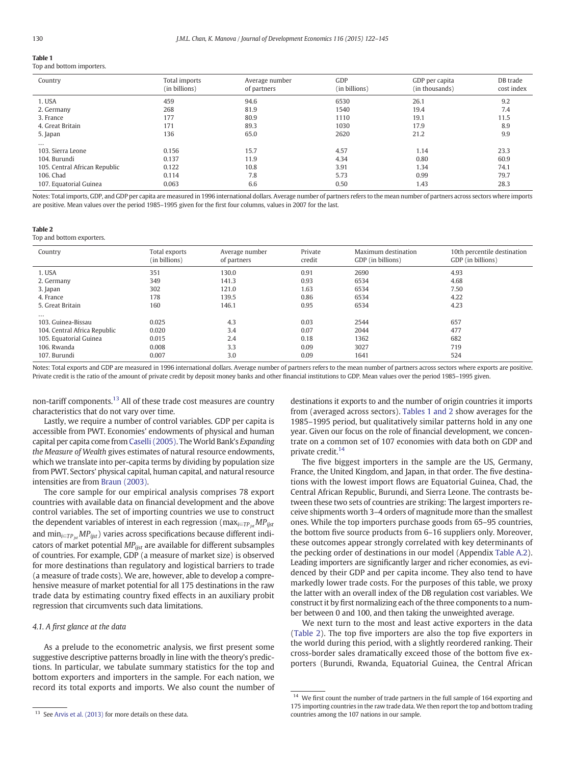**Table 1**
Top and bottom importers.

| Country | Total imports (in billions) | Average number of partners | GDP (in billions) | GDP per capita (in thousands) | DB trade cost index |
|---|---|---|---|---|---|
| 1. USA | 459 | 94.6 | 6530 | 26.1 | 9.2 |
| 2. Germany | 268 | 81.9 | 1540 | 19.4 | 7.4 |
| 3. France | 177 | 80.9 | 1110 | 19.1 | 11.5 |
| 4. Great Britain | 171 | 89.3 | 1030 | 17.9 | 8.9 |
| 5. Japan | 136 | 65.0 | 2620 | 21.2 | 9.9 |
| … | | | | | |
| 103. Sierra Leone | 0.156 | 15.7 | 4.57 | 1.14 | 23.3 |
| 104. Burundi | 0.137 | 11.9 | 4.34 | 0.80 | 60.9 |
| 105. Central African Republic | 0.122 | 10.8 | 3.91 | 1.34 | 74.1 |
| 106. Chad | 0.114 | 7.8 | 5.73 | 0.99 | 79.7 |
| 107. Equatorial Guinea | 0.063 | 6.6 | 0.50 | 1.43 | 28.3 |

Notes: Total imports, GDP, and GDP per capita are measured in 1996 international dollars. Average number of partners refers to the mean number of partners across sectors where imports are positive. Mean values over the period 1985–1995 given for the first four columns, values in 2007 for the last.

**Table 2**
Top and bottom exporters.

| Country | Total exports (in billions) | Average number of partners | Private credit | Maximum destination GDP (in billions) | 10th percentile destination GDP (in billions) |
|---|---|---|---|---|---|
| 1. USA | 351 | 130.0 | 0.91 | 2690 | 4.93 |
| 2. Germany | 349 | 141.3 | 0.93 | 6534 | 4.68 |
| 3. Japan | 302 | 121.0 | 1.63 | 6534 | 7.50 |
| 4. France | 178 | 139.5 | 0.86 | 6534 | 4.22 |
| 5. Great Britain | 160 | 146.1 | 0.95 | 6534 | 4.23 |
| … | | | | | |
| 103. Guinea-Bissau | 0.025 | 4.3 | 0.03 | 2544 | 657 |
| 104. Central Africa Republic | 0.020 | 3.4 | 0.07 | 2044 | 477 |
| 105. Equatorial Guinea | 0.015 | 2.4 | 0.18 | 1362 | 682 |
| 106. Rwanda | 0.008 | 3.3 | 0.09 | 3027 | 719 |
| 107. Burundi | 0.007 | 3.0 | 0.09 | 1641 | 524 |

Notes: Total exports and GDP are measured in 1996 international dollars. Average number of partners refers to the mean number of partners across sectors where exports are positive. Private credit is the ratio of the amount of private credit by deposit money banks and other financial institutions to GDP. Mean values over the period 1985–1995 given.

non-tariff components.[13] All of these trade cost measures are country characteristics that do not vary over time.

Lastly, we require a number of control variables. GDP per capita is accessible from PWT. Economies' endowments of physical and human capital per capita come from Caselli (2005). The World Bank's *Expanding the Measure of Wealth* gives estimates of natural resource endowments, which we translate into per-capita terms by dividing by population size from PWT. Sectors' physical capital, human capital, and natural resource intensities are from Braun (2003).

The core sample for our empirical analysis comprises 78 export countries with available data on financial development and the above control variables. The set of importing countries we use to construct the dependent variables of interest in each regression ($\max_{i \in TP_{jst}} MP_{ijst}$ and $\min_{i \in TP_{jst}} MP_{ijst}$) varies across specifications because different indicators of market potential $MP_{ijst}$ are available for different subsamples of countries. For example, GDP (a measure of market size) is observed for more destinations than regulatory and logistical barriers to trade (a measure of trade costs). We are, however, able to develop a comprehensive measure of market potential for all 175 destinations in the raw trade data by estimating country fixed effects in an auxiliary probit regression that circumvents such data limitations.

### 4.1. A first glance at the data

As a prelude to the econometric analysis, we first present some suggestive descriptive patterns broadly in line with the theory's predictions. In particular, we tabulate summary statistics for the top and bottom exporters and importers in the sample. For each nation, we record its total exports and imports. We also count the number of destinations it exports to and the number of origin countries it imports from (averaged across sectors). Tables 1 and 2 show averages for the 1985–1995 period, but qualitatively similar patterns hold in any one year. Given our focus on the role of financial development, we concentrate on a common set of 107 economies with data both on GDP and private credit.[14]

The five biggest importers in the sample are the US, Germany, France, the United Kingdom, and Japan, in that order. The five destinations with the lowest import flows are Equatorial Guinea, Chad, the Central African Republic, Burundi, and Sierra Leone. The contrasts between these two sets of countries are striking: The largest importers receive shipments worth 3–4 orders of magnitude more than the smallest ones. While the top importers purchase goods from 65–95 countries, the bottom five source products from 6–16 suppliers only. Moreover, these outcomes appear strongly correlated with key determinants of the pecking order of destinations in our model (Appendix Table A.2). Leading importers are significantly larger and richer economies, as evidenced by their GDP and per capita income. They also tend to have markedly lower trade costs. For the purposes of this table, we proxy the latter with an overall index of the DB regulation cost variables. We construct it by first normalizing each of the three components to a number between 0 and 100, and then taking the unweighted average.

We next turn to the most and least active exporters in the data (Table 2). The top five importers are also the top five exporters in the world during this period, with a slightly reordered ranking. Their cross-border sales dramatically exceed those of the bottom five exporters (Burundi, Rwanda, Equatorial Guinea, the Central African

[13] See Arvis et al. (2013) for more details on these data.

[14] We first count the number of trade partners in the full sample of 164 exporting and 175 importing countries in the raw trade data. We then report the top and bottom trading countries among the 107 nations in our sample.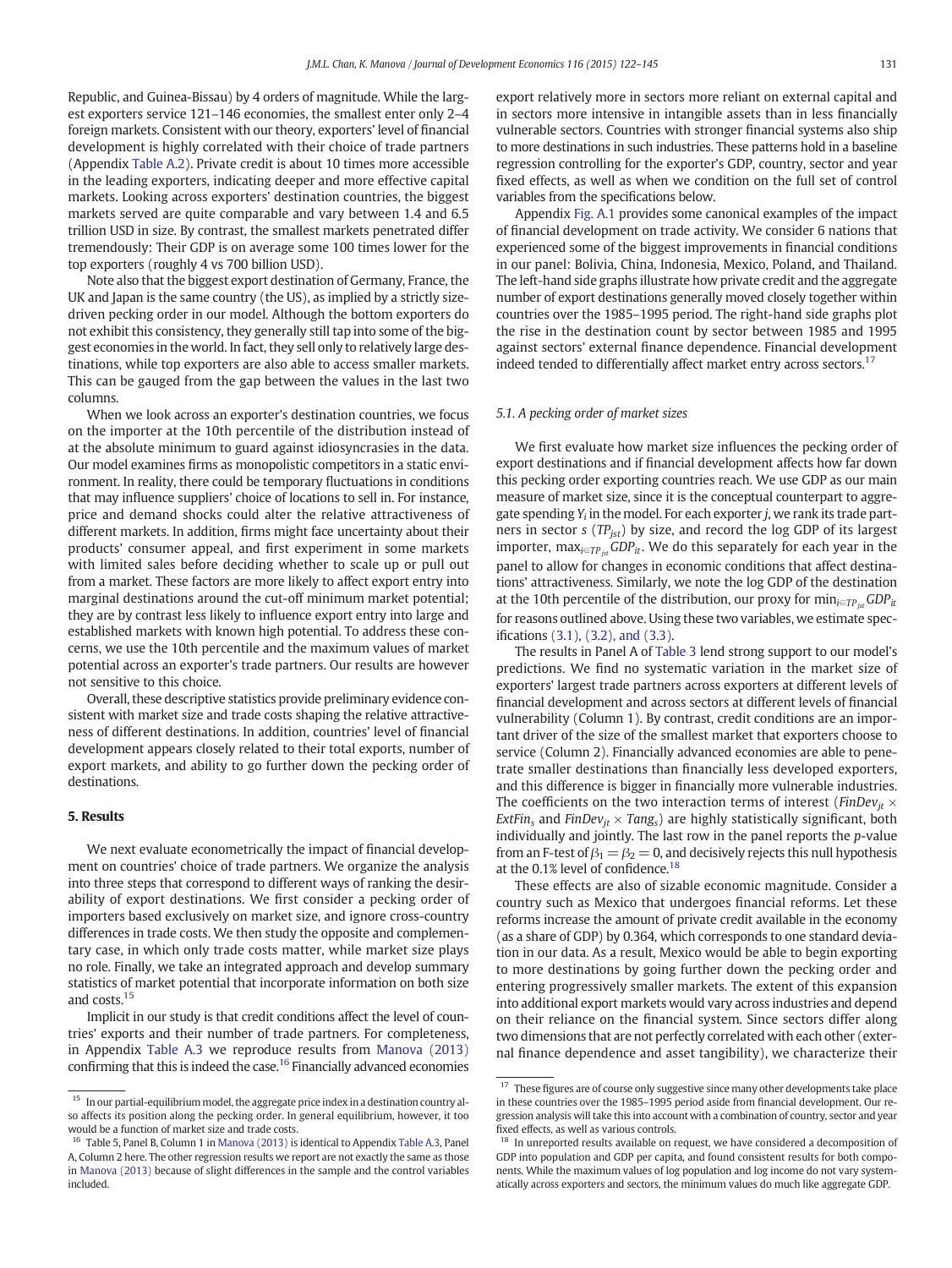Republic, and Guinea-Bissau) by 4 orders of magnitude. While the largest exporters service 121–146 economies, the smallest enter only 2–4 foreign markets. Consistent with our theory, exporters' level of financial development is highly correlated with their choice of trade partners (Appendix Table A.2). Private credit is about 10 times more accessible in the leading exporters, indicating deeper and more effective capital markets. Looking across exporters' destination countries, the biggest markets served are quite comparable and vary between 1.4 and 6.5 trillion USD in size. By contrast, the smallest markets penetrated differ tremendously: Their GDP is on average some 100 times lower for the top exporters (roughly 4 vs 700 billion USD).

Note also that the biggest export destination of Germany, France, the UK and Japan is the same country (the US), as implied by a strictly size-driven pecking order in our model. Although the bottom exporters do not exhibit this consistency, they generally still tap into some of the biggest economies in the world. In fact, they sell only to relatively large destinations, while top exporters are also able to access smaller markets. This can be gauged from the gap between the values in the last two columns.

When we look across an exporter's destination countries, we focus on the importer at the 10th percentile of the distribution instead of at the absolute minimum to guard against idiosyncrasies in the data. Our model examines firms as monopolistic competitors in a static environment. In reality, there could be temporary fluctuations in conditions that may influence suppliers' choice of locations to sell in. For instance, price and demand shocks could alter the relative attractiveness of different markets. In addition, firms might face uncertainty about their products' consumer appeal, and first experiment in some markets with limited sales before deciding whether to scale up or pull out from a market. These factors are more likely to affect export entry into marginal destinations around the cut-off minimum market potential; they are by contrast less likely to influence export entry into large and established markets with known high potential. To address these concerns, we use the 10th percentile and the maximum values of market potential across an exporter's trade partners. Our results are however not sensitive to this choice.

Overall, these descriptive statistics provide preliminary evidence consistent with market size and trade costs shaping the relative attractiveness of different destinations. In addition, countries' level of financial development appears closely related to their total exports, number of export markets, and ability to go further down the pecking order of destinations.

## 5. Results

We next evaluate econometrically the impact of financial development on countries' choice of trade partners. We organize the analysis into three steps that correspond to different ways of ranking the desirability of export destinations. We first consider a pecking order of importers based exclusively on market size, and ignore cross-country differences in trade costs. We then study the opposite and complementary case, in which only trade costs matter, while market size plays no role. Finally, we take an integrated approach and develop summary statistics of market potential that incorporate information on both size and costs.[15]

Implicit in our study is that credit conditions affect the level of countries' exports and their number of trade partners. For completeness, in Appendix Table A.3 we reproduce results from Manova (2013) confirming that this is indeed the case.[16] Financially advanced economies export relatively more in sectors more reliant on external capital and in sectors more intensive in intangible assets than in less financially vulnerable sectors. Countries with stronger financial systems also ship to more destinations in such industries. These patterns hold in a baseline regression controlling for the exporter's GDP, country, sector and year fixed effects, as well as when we condition on the full set of control variables from the specifications below.

Appendix Fig. A.1 provides some canonical examples of the impact of financial development on trade activity. We consider 6 nations that experienced some of the biggest improvements in financial conditions in our panel: Bolivia, China, Indonesia, Mexico, Poland, and Thailand. The left-hand side graphs illustrate how private credit and the aggregate number of export destinations generally moved closely together within countries over the 1985–1995 period. The right-hand side graphs plot the rise in the destination count by sector between 1985 and 1995 against sectors' external finance dependence. Financial development indeed tended to differentially affect market entry across sectors.[17]

### 5.1. A pecking order of market sizes

We first evaluate how market size influences the pecking order of export destinations and if financial development affects how far down this pecking order exporting countries reach. We use GDP as our main measure of market size, since it is the conceptual counterpart to aggregate spending $Y_i$ in the model. For each exporter $j$, we rank its trade partners in sector $s$ ($TP_{jst}$) by size, and record the log GDP of its largest importer, $\max_{i \in TP_{jst}} GDP_{it}$. We do this separately for each year in the panel to allow for changes in economic conditions that affect destinations' attractiveness. Similarly, we note the log GDP of the destination at the 10th percentile of the distribution, our proxy for $\min_{i \in TP_{jst}} GDP_{it}$ for reasons outlined above. Using these two variables, we estimate specifications (3.1), (3.2), and (3.3).

The results in Panel A of Table 3 lend strong support to our model's predictions. We find no systematic variation in the market size of exporters' largest trade partners across exporters at different levels of financial development and across sectors at different levels of financial vulnerability (Column 1). By contrast, credit conditions are an important driver of the size of the smallest market that exporters choose to service (Column 2). Financially advanced economies are able to penetrate smaller destinations than financially less developed exporters, and this difference is bigger in financially more vulnerable industries. The coefficients on the two interaction terms of interest ($FinDev_{jt} \times ExtFin_s$ and $FinDev_{jt} \times Tang_s$) are highly statistically significant, both individually and jointly. The last row in the panel reports the $p$-value from an F-test of $\beta_1 = \beta_2 = 0$, and decisively rejects this null hypothesis at the 0.1% level of confidence.[18]

These effects are also of sizable economic magnitude. Consider a country such as Mexico that undergoes financial reforms. Let these reforms increase the amount of private credit available in the economy (as a share of GDP) by 0.364, which corresponds to one standard deviation in our data. As a result, Mexico would be able to begin exporting to more destinations by going further down the pecking order and entering progressively smaller markets. The extent of this expansion into additional export markets would vary across industries and depend on their reliance on the financial system. Since sectors differ along two dimensions that are not perfectly correlated with each other (external finance dependence and asset tangibility), we characterize their

---

[15] In our partial-equilibrium model, the aggregate price index in a destination country also affects its position along the pecking order. In general equilibrium, however, it too would be a function of market size and trade costs.

[16] Table 5, Panel B, Column 1 in Manova (2013) is identical to Appendix Table A.3, Panel A, Column 2 here. The other regression results we report are not exactly the same as those in Manova (2013) because of slight differences in the sample and the control variables included.

[17] These figures are of course only suggestive since many other developments take place in these countries over the 1985–1995 period aside from financial development. Our regression analysis will take this into account with a combination of country, sector and year fixed effects, as well as various controls.

[18] In unreported results available on request, we have considered a decomposition of GDP into population and GDP per capita, and found consistent results for both components. While the maximum values of log population and log income do not vary systematically across exporters and sectors, the minimum values do much like aggregate GDP.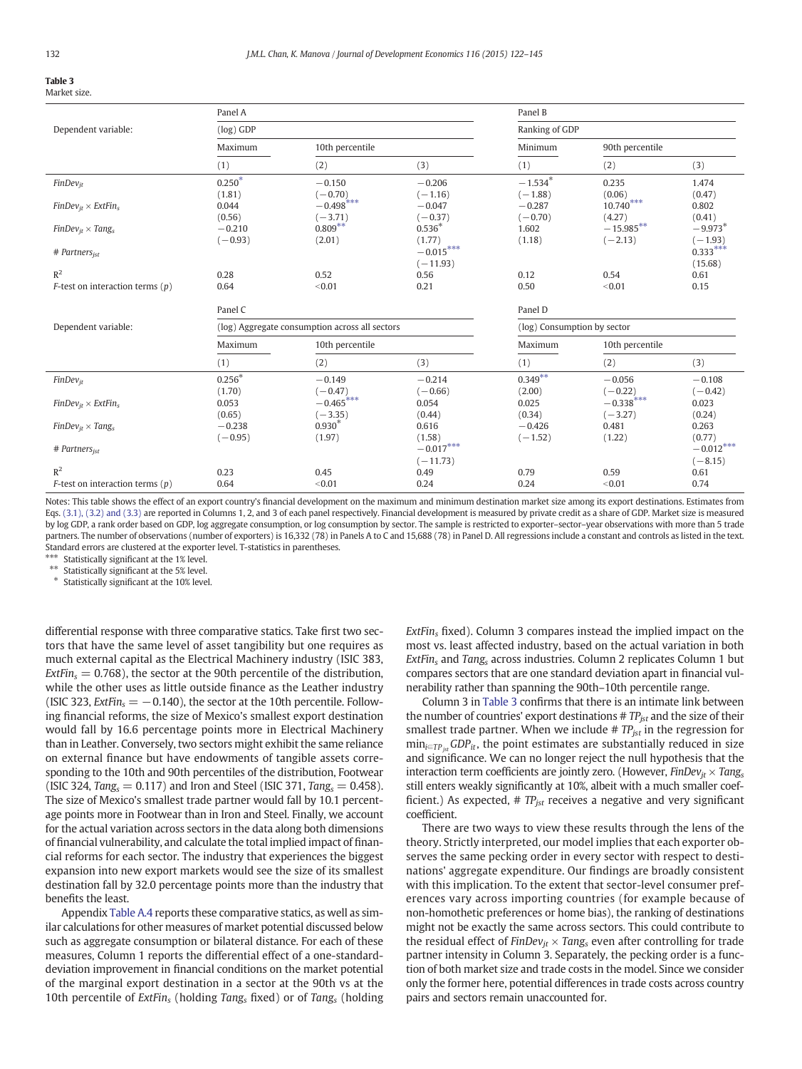**Table 3**
Market size.

| | Panel A | | | Panel B | | |
|---|---|---|---|---|---|---|
| Dependent variable: | (log) GDP | | | Ranking of GDP | | |
| | Maximum | 10th percentile | | Minimum | 90th percentile | |
| | (1) | (2) | (3) | (1) | (2) | (3) |
| $FinDev_{jt}$ | $0.250^{*}$ | −0.150 | −0.206 | $-1.534^{*}$ | 0.235 | 1.474 |
| | (1.81) | (−0.70) | (−1.16) | (−1.88) | (0.06) | (0.47) |
| $FinDev_{jt} \times ExtFin_s$ | 0.044 | $-0.498^{***}$ | −0.047 | −0.287 | $10.740^{***}$ | 0.802 |
| | (0.56) | (−3.71) | (−0.37) | (−0.70) | (4.27) | (0.41) |
| $FinDev_{jt} \times Tang_s$ | −0.210 | $0.809^{**}$ | $0.536^{*}$ | 1.602 | $-15.985^{**}$ | $-9.973^{*}$ |
| | (−0.93) | (2.01) | (1.77) | (1.18) | (−2.13) | (−1.93) |
| $\# \, Partners_{jst}$ | | | $-0.015^{***}$ | | | $0.333^{***}$ |
| | | | (−11.93) | | | (15.68) |
| $R^2$ | 0.28 | 0.52 | 0.56 | 0.12 | 0.54 | 0.61 |
| F-test on interaction terms (p) | 0.64 | <0.01 | 0.21 | 0.50 | <0.01 | 0.15 |
| | Panel C | | | Panel D | | |
| Dependent variable: | (log) Aggregate consumption across all sectors | | | (log) Consumption by sector | | |
| | Maximum | 10th percentile | | Maximum | 10th percentile | |
| | (1) | (2) | (3) | (1) | (2) | (3) |
| $FinDev_{jt}$ | $0.256^{*}$ | −0.149 | −0.214 | $0.349^{**}$ | −0.056 | −0.108 |
| | (1.70) | (−0.47) | (−0.66) | (2.00) | (−0.22) | (−0.42) |
| $FinDev_{jt} \times ExtFin_s$ | 0.053 | $-0.465^{***}$ | 0.054 | 0.025 | $-0.338^{***}$ | 0.023 |
| | (0.65) | (−3.35) | (0.44) | (0.34) | (−3.27) | (0.24) |
| $FinDev_{jt} \times Tang_s$ | −0.238 | $0.930^{*}$ | 0.616 | −0.426 | 0.481 | 0.263 |
| | (−0.95) | (1.97) | (1.58) | (−1.52) | (1.22) | (0.77) |
| $\# \, Partners_{jst}$ | | | $-0.017^{***}$ | | | $-0.012^{***}$ |
| | | | (−11.73) | | | (−8.15) |
| $R^2$ | 0.23 | 0.45 | 0.49 | 0.79 | 0.59 | 0.61 |
| F-test on interaction terms (p) | 0.64 | <0.01 | 0.24 | 0.24 | <0.01 | 0.74 |

Notes: This table shows the effect of an export country's financial development on the maximum and minimum destination market size among its export destinations. Estimates from Eqs. (3.1), (3.2) and (3.3) are reported in Columns 1, 2, and 3 of each panel respectively. Financial development is measured by private credit as a share of GDP. Market size is measured by log GDP, a rank order based on GDP, log aggregate consumption, or log consumption by sector. The sample is restricted to exporter–sector–year observations with more than 5 trade partners. The number of observations (number of exporters) is 16,332 (78) in Panels A to C and 15,688 (78) in Panel D. All regressions include a constant and controls as listed in the text. Standard errors are clustered at the exporter level. T-statistics in parentheses.

*** Statistically significant at the 1% level.
** Statistically significant at the 5% level.
* Statistically significant at the 10% level.

differential response with three comparative statics. Take first two sectors that have the same level of asset tangibility but one requires as much external capital as the Electrical Machinery industry (ISIC 383, $ExtFin_s = 0.768$), the sector at the 90th percentile of the distribution, while the other uses as little outside finance as the Leather industry (ISIC 323, $ExtFin_s = -0.140$), the sector at the 10th percentile. Following financial reforms, the size of Mexico's smallest export destination would fall by 16.6 percentage points more in Electrical Machinery than in Leather. Conversely, two sectors might exhibit the same reliance on external finance but have endowments of tangible assets corresponding to the 10th and 90th percentiles of the distribution, Footwear (ISIC 324, $Tang_s = 0.117$) and Iron and Steel (ISIC 371, $Tang_s = 0.458$). The size of Mexico's smallest trade partner would fall by 10.1 percentage points more in Footwear than in Iron and Steel. Finally, we account for the actual variation across sectors in the data along both dimensions of financial vulnerability, and calculate the total implied impact of financial reforms for each sector. The industry that experiences the biggest expansion into new export markets would see the size of its smallest destination fall by 32.0 percentage points more than the industry that benefits the least.

Appendix Table A.4 reports these comparative statics, as well as similar calculations for other measures of market potential discussed below such as aggregate consumption or bilateral distance. For each of these measures, Column 1 reports the differential effect of a one-standard-deviation improvement in financial conditions on the market potential of the marginal export destination in a sector at the 90th vs at the 10th percentile of $ExtFin_s$ (holding $Tang_s$ fixed) or of $Tang_s$ (holding $ExtFin_s$ fixed). Column 3 compares instead the implied impact on the most vs. least affected industry, based on the actual variation in both $ExtFin_s$ and $Tang_s$ across industries. Column 2 replicates Column 1 but compares sectors that are one standard deviation apart in financial vulnerability rather than spanning the 90th–10th percentile range.

Column 3 in Table 3 confirms that there is an intimate link between the number of countries' export destinations $\# \, TP_{jst}$ and the size of their smallest trade partner. When we include $\# \, TP_{jst}$ in the regression for $\min_{i \in TP_{jst}} GDP_{it}$, the point estimates are substantially reduced in size and significance. We can no longer reject the null hypothesis that the interaction term coefficients are jointly zero. (However, $FinDev_{jt} \times Tang_s$ still enters weakly significantly at 10%, albeit with a much smaller coefficient.) As expected, $\# \, TP_{jst}$ receives a negative and very significant coefficient.

There are two ways to view these results through the lens of the theory. Strictly interpreted, our model implies that each exporter observes the same pecking order in every sector with respect to destinations' aggregate expenditure. Our findings are broadly consistent with this implication. To the extent that sector-level consumer preferences vary across importing countries (for example because of non-homothetic preferences or home bias), the ranking of destinations might not be exactly the same across sectors. This could contribute to the residual effect of $FinDev_{jt} \times Tang_s$ even after controlling for trade partner intensity in Column 3. Separately, the pecking order is a function of both market size and trade costs in the model. Since we consider only the former here, potential differences in trade costs across country pairs and sectors remain unaccounted for.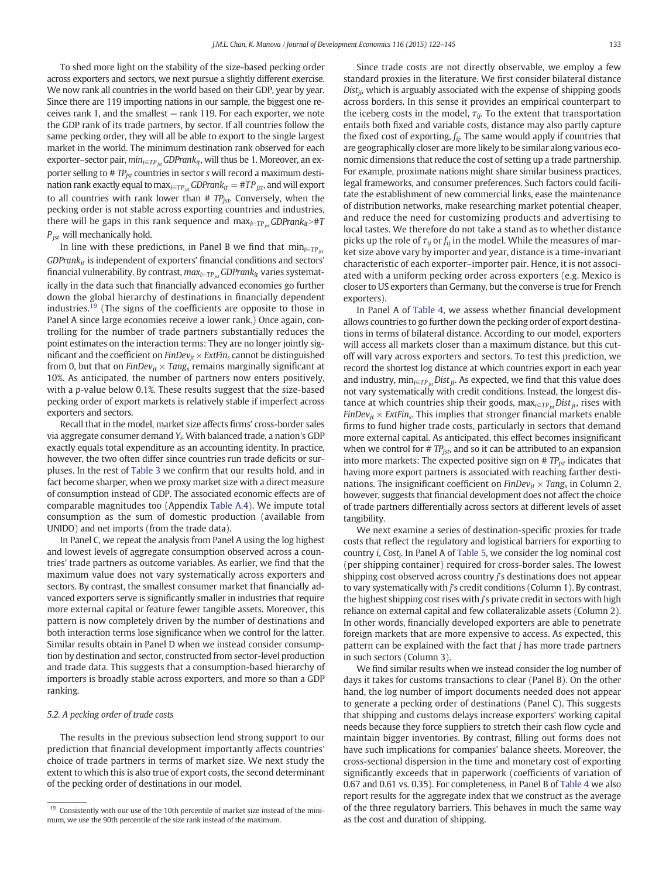To shed more light on the stability of the size-based pecking order across exporters and sectors, we next pursue a slightly different exercise. We now rank all countries in the world based on their GDP, year by year. Since there are 119 importing nations in our sample, the biggest one receives rank 1, and the smallest — rank 119. For each exporter, we note the GDP rank of its trade partners, by sector. If all countries follow the same pecking order, they will all be able to export to the single largest market in the world. The minimum destination rank observed for each exporter–sector pair, $min_{i \in TP_{jst}} GDPrank_{it}$, will thus be 1. Moreover, an exporter selling to $\# TP_{jst}$ countries in sector $s$ will record a maximum destination rank exactly equal to $\max_{i \in TP_{jst}} GDPrank_{it} = \# TP_{jst}$, and will export to all countries with rank lower than $\# TP_{jst}$. Conversely, when the pecking order is not stable across exporting countries and industries, there will be gaps in this rank sequence and $\max_{i \in TP_{jst}} GDPrank_{it} > \# TP_{jst}$ will mechanically hold.

In line with these predictions, in Panel B we find that $\min_{i \in TP_{jst}} GDPrank_{it}$ is independent of exporters' financial conditions and sectors' financial vulnerability. By contrast, $max_{i \in TP_{jst}} GDPrank_{it}$ varies systematically in the data such that financially advanced economies go further down the global hierarchy of destinations in financially dependent industries.[19] (The signs of the coefficients are opposite to those in Panel A since large economies receive a lower rank.) Once again, controlling for the number of trade partners substantially reduces the point estimates on the interaction terms: They are no longer jointly significant and the coefficient on $FinDev_{jt} \times ExtFin_s$ cannot be distinguished from 0, but that on $FinDev_{jt} \times Tang_s$ remains marginally significant at 10%. As anticipated, the number of partners now enters positively, with a $p$-value below 0.1%. These results suggest that the size-based pecking order of export markets is relatively stable if imperfect across exporters and sectors.

Recall that in the model, market size affects firms' cross-border sales via aggregate consumer demand $Y_i$. With balanced trade, a nation's GDP exactly equals total expenditure as an accounting identity. In practice, however, the two often differ since countries run trade deficits or surpluses. In the rest of Table 3 we confirm that our results hold, and in fact become sharper, when we proxy market size with a direct measure of consumption instead of GDP. The associated economic effects are of comparable magnitudes too (Appendix Table A.4). We impute total consumption as the sum of domestic production (available from UNIDO) and net imports (from the trade data).

In Panel C, we repeat the analysis from Panel A using the log highest and lowest levels of aggregate consumption observed across a countries' trade partners as outcome variables. As earlier, we find that the maximum value does not vary systematically across exporters and sectors. By contrast, the smallest consumer market that financially advanced exporters serve is significantly smaller in industries that require more external capital or feature fewer tangible assets. Moreover, this pattern is now completely driven by the number of destinations and both interaction terms lose significance when we control for the latter. Similar results obtain in Panel D when we instead consider consumption by destination and sector, constructed from sector-level production and trade data. This suggests that a consumption-based hierarchy of importers is broadly stable across exporters, and more so than a GDP ranking.

### 5.2. A pecking order of trade costs

The results in the previous subsection lend strong support to our prediction that financial development importantly affects countries' choice of trade partners in terms of market size. We next study the extent to which this is also true of export costs, the second determinant of the pecking order of destinations in our model.

Since trade costs are not directly observable, we employ a few standard proxies in the literature. We first consider bilateral distance $Dist_{ji}$, which is arguably associated with the expense of shipping goods across borders. In this sense it provides an empirical counterpart to the iceberg costs in the model, $\tau_{ij}$. To the extent that transportation entails both fixed and variable costs, distance may also partly capture the fixed cost of exporting, $f_{ij}$. The same would apply if countries that are geographically closer are more likely to be similar along various economic dimensions that reduce the cost of setting up a trade partnership. For example, proximate nations might share similar business practices, legal frameworks, and consumer preferences. Such factors could facilitate the establishment of new commercial links, ease the maintenance of distribution networks, make researching market potential cheaper, and reduce the need for customizing products and advertising to local tastes. We therefore do not take a stand as to whether distance picks up the role of $\tau_{ij}$ or $f_{ij}$ in the model. While the measures of market size above vary by importer and year, distance is a time-invariant characteristic of each exporter–importer pair. Hence, it is not associated with a uniform pecking order across exporters (e.g. Mexico is closer to US exporters than Germany, but the converse is true for French exporters).

In Panel A of Table 4, we assess whether financial development allows countries to go further down the pecking order of export destinations in terms of bilateral distance. According to our model, exporters will access all markets closer than a maximum distance, but this cutoff will vary across exporters and sectors. To test this prediction, we record the shortest log distance at which countries export in each year and industry, $\min_{i \in TP_{jst}} Dist_{ji}$. As expected, we find that this value does not vary systematically with credit conditions. Instead, the longest distance at which countries ship their goods, $\max_{i \in TP_{jst}} Dist_{ji}$, rises with $FinDev_{jt} \times ExtFin_s$. This implies that stronger financial markets enable firms to fund higher trade costs, particularly in sectors that demand more external capital. As anticipated, this effect becomes insignificant when we control for $\# TP_{jst}$, and so it can be attributed to an expansion into more markets: The expected positive sign on $\# TP_{jst}$ indicates that having more export partners is associated with reaching farther destinations. The insignificant coefficient on $FinDev_{jt} \times Tang_s$ in Column 2, however, suggests that financial development does not affect the choice of trade partners differentially across sectors at different levels of asset tangibility.

We next examine a series of destination-specific proxies for trade costs that reflect the regulatory and logistical barriers for exporting to country $i$, $Cost_i$. In Panel A of Table 5, we consider the log nominal cost (per shipping container) required for cross-border sales. The lowest shipping cost observed across country $j$'s destinations does not appear to vary systematically with $j$'s credit conditions (Column 1). By contrast, the highest shipping cost rises with $j$'s private credit in sectors with high reliance on external capital and few collateralizable assets (Column 2). In other words, financially developed exporters are able to penetrate foreign markets that are more expensive to access. As expected, this pattern can be explained with the fact that $j$ has more trade partners in such sectors (Column 3).

We find similar results when we instead consider the log number of days it takes for customs transactions to clear (Panel B). On the other hand, the log number of import documents needed does not appear to generate a pecking order of destinations (Panel C). This suggests that shipping and customs delays increase exporters' working capital needs because they force suppliers to stretch their cash flow cycle and maintain bigger inventories. By contrast, filling out forms does not have such implications for companies' balance sheets. Moreover, the cross-sectional dispersion in the time and monetary cost of exporting significantly exceeds that in paperwork (coefficients of variation of 0.67 and 0.61 vs. 0.35). For completeness, in Panel B of Table 4 we also report results for the aggregate index that we construct as the average of the three regulatory barriers. This behaves in much the same way as the cost and duration of shipping.

---

[19] Consistently with our use of the 10th percentile of market size instead of the minimum, we use the 90th percentile of the size rank instead of the maximum.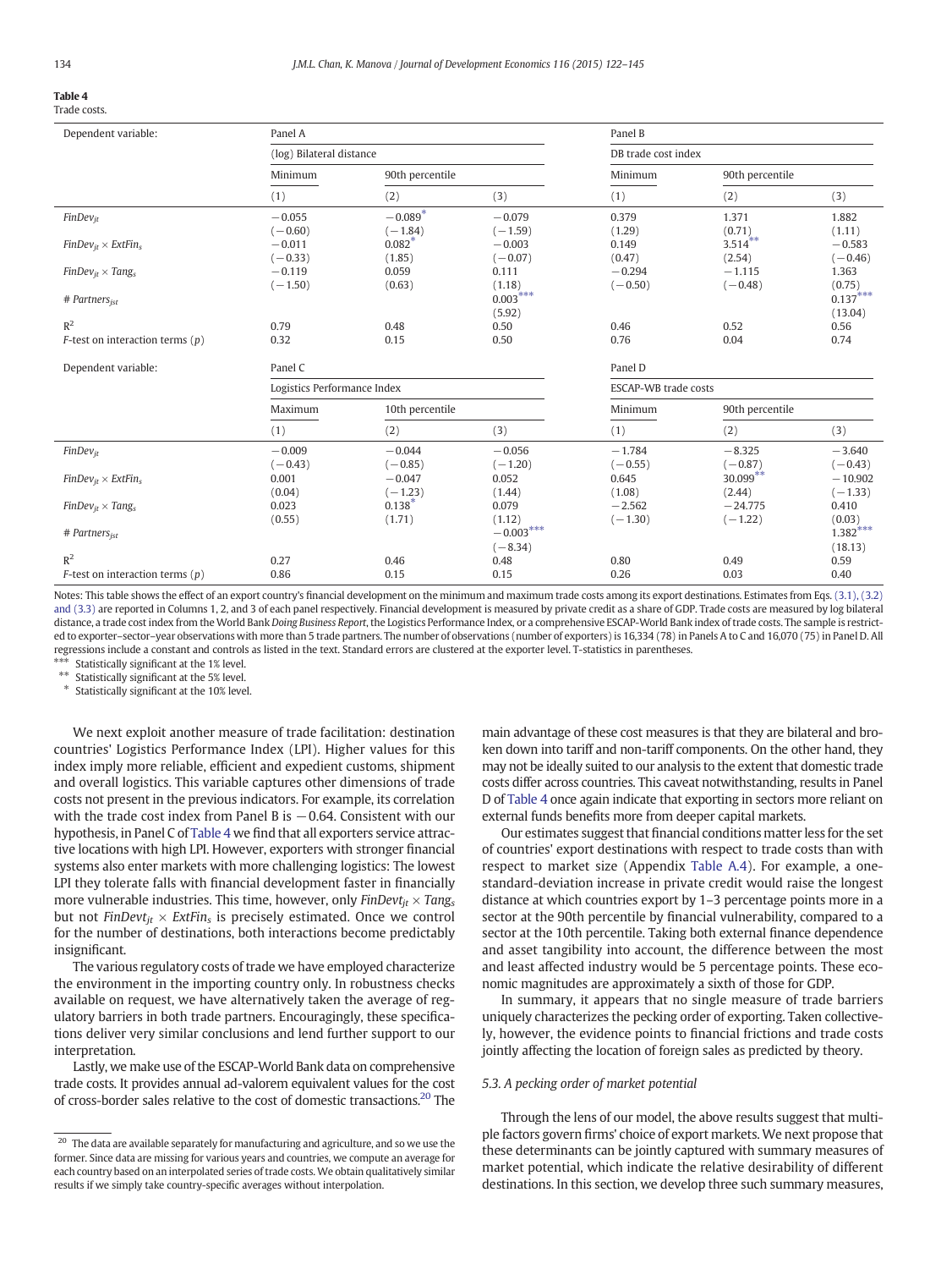**Table 4**
Trade costs.

| Dependent variable: | Panel A | | | Panel B | | |
|---|---|---|---|---|---|---|
| | (log) Bilateral distance | | | DB trade cost index | | |
| | Minimum | 90th percentile | | Minimum | 90th percentile | |
| | (1) | (2) | (3) | (1) | (2) | (3) |
| $FinDev_{jt}$ | −0.055 | −0.089* | −0.079 | 0.379 | 1.371 | 1.882 |
| | (−0.60) | (−1.84) | (−1.59) | (1.29) | (0.71) | (1.11) |
| $FinDev_{jt} \times ExtFin_s$ | −0.011 | 0.082* | −0.003 | 0.149 | 3.514** | −0.583 |
| | (−0.33) | (1.85) | (−0.07) | (0.47) | (2.54) | (−0.46) |
| $FinDev_{jt} \times Tang_s$ | −0.119 | 0.059 | 0.111 | −0.294 | −1.115 | 1.363 |
| | (−1.50) | (0.63) | (1.18) | (−0.50) | (−0.48) | (0.75) |
| # $Partners_{jst}$ | | | 0.003*** | | | 0.137*** |
| | | | (5.92) | | | (13.04) |
| $R^2$ | 0.79 | 0.48 | 0.50 | 0.46 | 0.52 | 0.56 |
| $F$-test on interaction terms ($p$) | 0.32 | 0.15 | 0.50 | 0.76 | 0.04 | 0.74 |

| Dependent variable: | Panel C | | | Panel D | | |
|---|---|---|---|---|---|---|
| | Logistics Performance Index | | | ESCAP-WB trade costs | | |
| | Maximum | 10th percentile | | Minimum | 90th percentile | |
| | (1) | (2) | (3) | (1) | (2) | (3) |
| $FinDev_{jt}$ | −0.009 | −0.044 | −0.056 | −1.784 | −8.325 | −3.640 |
| | (−0.43) | (−0.85) | (−1.20) | (−0.55) | (−0.87) | (−0.43) |
| $FinDev_{jt} \times ExtFin_s$ | 0.001 | −0.047 | 0.052 | 0.645 | 30.099** | −10.902 |
| | (0.04) | (−1.23) | (1.44) | (1.08) | (2.44) | (−1.33) |
| $FinDev_{jt} \times Tang_s$ | 0.023 | 0.138* | 0.079 | −2.562 | −24.775 | 0.410 |
| | (0.55) | (1.71) | (1.12) | (−1.30) | (−1.22) | (0.03) |
| # $Partners_{jst}$ | | | −0.003*** | | | 1.382*** |
| | | | (−8.34) | | | (18.13) |
| $R^2$ | 0.27 | 0.46 | 0.48 | 0.80 | 0.49 | 0.59 |
| $F$-test on interaction terms ($p$) | 0.86 | 0.15 | 0.15 | 0.26 | 0.03 | 0.40 |

Notes: This table shows the effect of an export country's financial development on the minimum and maximum trade costs among its export destinations. Estimates from Eqs. (3.1), (3.2) and (3.3) are reported in Columns 1, 2, and 3 of each panel respectively. Financial development is measured by private credit as a share of GDP. Trade costs are measured by log bilateral distance, a trade cost index from the World Bank *Doing Business Report*, the Logistics Performance Index, or a comprehensive ESCAP-World Bank index of trade costs. The sample is restricted to exporter–sector–year observations with more than 5 trade partners. The number of observations (number of exporters) is 16,334 (78) in Panels A to C and 16,070 (75) in Panel D. All regressions include a constant and controls as listed in the text. Standard errors are clustered at the exporter level. T-statistics in parentheses.

*** Statistically significant at the 1% level.
** Statistically significant at the 5% level.
* Statistically significant at the 10% level.

We next exploit another measure of trade facilitation: destination countries' Logistics Performance Index (LPI). Higher values for this index imply more reliable, efficient and expedient customs, shipment and overall logistics. This variable captures other dimensions of trade costs not present in the previous indicators. For example, its correlation with the trade cost index from Panel B is −0.64. Consistent with our hypothesis, in Panel C of Table 4 we find that all exporters service attractive locations with high LPI. However, exporters with stronger financial systems also enter markets with more challenging logistics: The lowest LPI they tolerate falls with financial development faster in financially more vulnerable industries. This time, however, only $FinDevt_{jt} \times Tang_s$ but not $FinDevt_{jt} \times ExtFin_s$ is precisely estimated. Once we control for the number of destinations, both interactions become predictably insignificant.

The various regulatory costs of trade we have employed characterize the environment in the importing country only. In robustness checks available on request, we have alternatively taken the average of regulatory barriers in both trade partners. Encouragingly, these specifications deliver very similar conclusions and lend further support to our interpretation.

Lastly, we make use of the ESCAP-World Bank data on comprehensive trade costs. It provides annual ad-valorem equivalent values for the cost of cross-border sales relative to the cost of domestic transactions.[20] The main advantage of these cost measures is that they are bilateral and broken down into tariff and non-tariff components. On the other hand, they may not be ideally suited to our analysis to the extent that domestic trade costs differ across countries. This caveat notwithstanding, results in Panel D of Table 4 once again indicate that exporting in sectors more reliant on external funds benefits more from deeper capital markets.

Our estimates suggest that financial conditions matter less for the set of countries' export destinations with respect to trade costs than with respect to market size (Appendix Table A.4). For example, a one-standard-deviation increase in private credit would raise the longest distance at which countries export by 1–3 percentage points more in a sector at the 90th percentile by financial vulnerability, compared to a sector at the 10th percentile. Taking both external finance dependence and asset tangibility into account, the difference between the most and least affected industry would be 5 percentage points. These economic magnitudes are approximately a sixth of those for GDP.

In summary, it appears that no single measure of trade barriers uniquely characterizes the pecking order of exporting. Taken collectively, however, the evidence points to financial frictions and trade costs jointly affecting the location of foreign sales as predicted by theory.

### 5.3. A pecking order of market potential

Through the lens of our model, the above results suggest that multiple factors govern firms' choice of export markets. We next propose that these determinants can be jointly captured with summary measures of market potential, which indicate the relative desirability of different destinations. In this section, we develop three such summary measures,

[20] The data are available separately for manufacturing and agriculture, and so we use the former. Since data are missing for various years and countries, we compute an average for each country based on an interpolated series of trade costs. We obtain qualitatively similar results if we simply take country-specific averages without interpolation.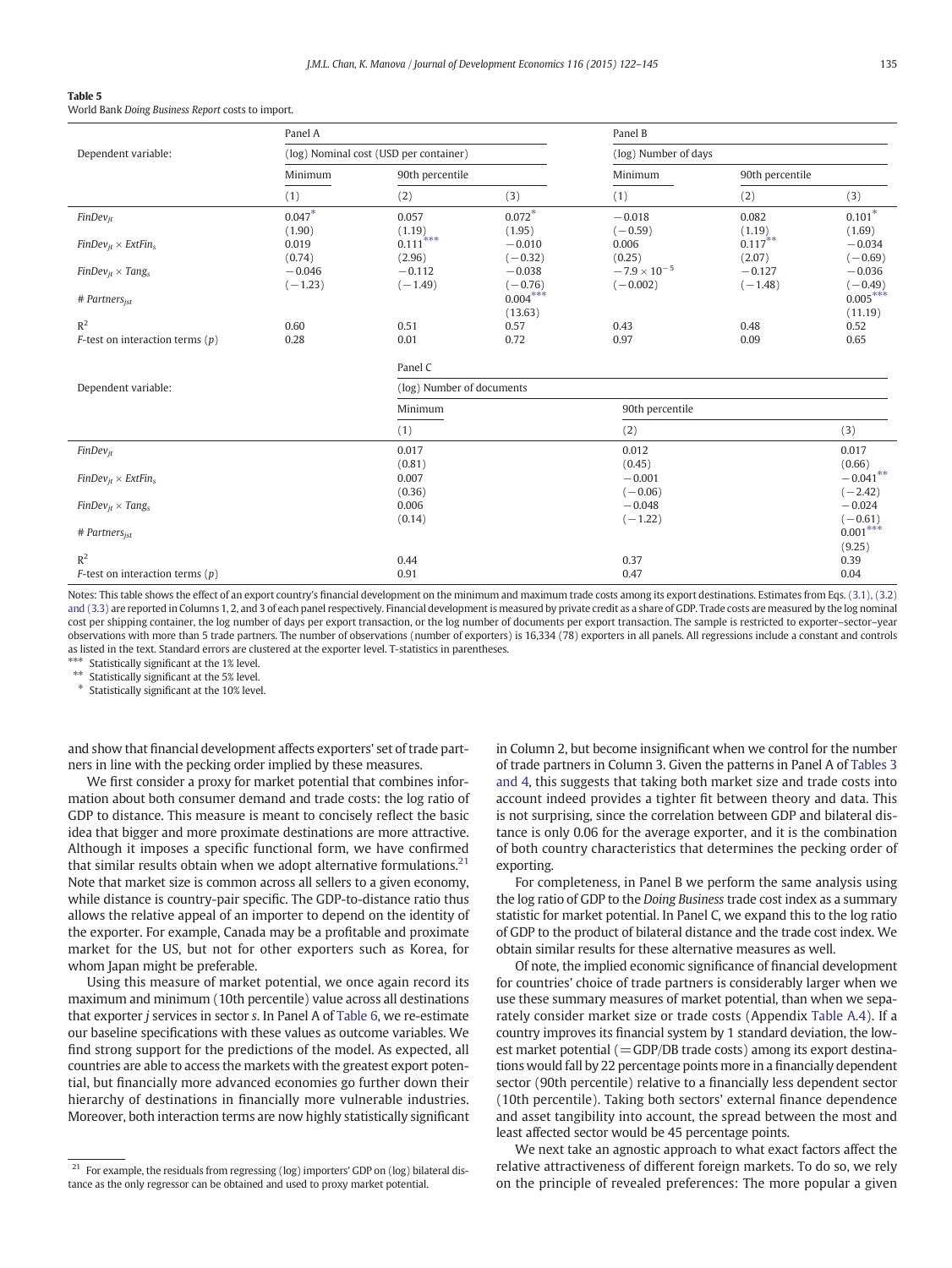**Table 5**
World Bank *Doing Business Report* costs to import.

| | Panel A | | | Panel B | | |
|---|---|---|---|---|---|---|
| Dependent variable: | (log) Nominal cost (USD per container) | | | (log) Number of days | | |
| | Minimum | 90th percentile | | Minimum | 90th percentile | |
| | (1) | (2) | (3) | (1) | (2) | (3) |
| $FinDev_{jt}$ | 0.047* | 0.057 | 0.072* | −0.018 | 0.082 | 0.101* |
| | (1.90) | (1.19) | (1.95) | (−0.59) | (1.19) | (1.69) |
| $FinDev_{jt} \times ExtFin_s$ | 0.019 | 0.111*** | −0.010 | 0.006 | 0.117** | −0.034 |
| | (0.74) | (2.96) | (−0.32) | (0.25) | (2.07) | (−0.69) |
| $FinDev_{jt} \times Tang_s$ | −0.046 | −0.112 | −0.038 | $-7.9 \times 10^{-5}$ | −0.127 | −0.036 |
| | (−1.23) | (−1.49) | (−0.76) | (−0.002) | (−1.48) | (−0.49) |
| # $Partners_{jst}$ | | | 0.004*** | | | 0.005*** |
| | | | (13.63) | | | (11.19) |
| $R^2$ | 0.60 | 0.51 | 0.57 | 0.43 | 0.48 | 0.52 |
| *F*-test on interaction terms (*p*) | 0.28 | 0.01 | 0.72 | 0.97 | 0.09 | 0.65 |

| | Panel C | | |
|---|---|---|---|
| Dependent variable: | (log) Number of documents | | |
| | Minimum | 90th percentile | |
| | (1) | (2) | (3) |
| $FinDev_{jt}$ | 0.017 | 0.012 | 0.017 |
| | (0.81) | (0.45) | (0.66) |
| $FinDev_{jt} \times ExtFin_s$ | 0.007 | −0.001 | −0.041** |
| | (0.36) | (−0.06) | (−2.42) |
| $FinDev_{jt} \times Tang_s$ | 0.006 | −0.048 | −0.024 |
| | (0.14) | (−1.22) | (−0.61) |
| # $Partners_{jst}$ | | | 0.001*** |
| | | | (9.25) |
| $R^2$ | 0.44 | 0.37 | 0.39 |
| *F*-test on interaction terms (*p*) | 0.91 | 0.47 | 0.04 |

Notes: This table shows the effect of an export country's financial development on the minimum and maximum trade costs among its export destinations. Estimates from Eqs. (3.1), (3.2) and (3.3) are reported in Columns 1, 2, and 3 of each panel respectively. Financial development is measured by private credit as a share of GDP. Trade costs are measured by the log nominal cost per shipping container, the log number of days per export transaction, or the log number of documents per export transaction. The sample is restricted to exporter–sector–year observations with more than 5 trade partners. The number of observations (number of exporters) is 16,334 (78) exporters in all panels. All regressions include a constant and controls as listed in the text. Standard errors are clustered at the exporter level. T-statistics in parentheses.
*** Statistically significant at the 1% level.
** Statistically significant at the 5% level.
* Statistically significant at the 10% level.

and show that financial development affects exporters' set of trade partners in line with the pecking order implied by these measures.

We first consider a proxy for market potential that combines information about both consumer demand and trade costs: the log ratio of GDP to distance. This measure is meant to concisely reflect the basic idea that bigger and more proximate destinations are more attractive. Although it imposes a specific functional form, we have confirmed that similar results obtain when we adopt alternative formulations.[21] Note that market size is common across all sellers to a given economy, while distance is country-pair specific. The GDP-to-distance ratio thus allows the relative appeal of an importer to depend on the identity of the exporter. For example, Canada may be a profitable and proximate market for the US, but not for other exporters such as Korea, for whom Japan might be preferable.

Using this measure of market potential, we once again record its maximum and minimum (10th percentile) value across all destinations that exporter *j* services in sector *s*. In Panel A of Table 6, we re-estimate our baseline specifications with these values as outcome variables. We find strong support for the predictions of the model. As expected, all countries are able to access the markets with the greatest export potential, but financially more advanced economies go further down their hierarchy of destinations in financially more vulnerable industries. Moreover, both interaction terms are now highly statistically significant in Column 2, but become insignificant when we control for the number of trade partners in Column 3. Given the patterns in Panel A of Tables 3 and 4, this suggests that taking both market size and trade costs into account indeed provides a tighter fit between theory and data. This is not surprising, since the correlation between GDP and bilateral distance is only 0.06 for the average exporter, and it is the combination of both country characteristics that determines the pecking order of exporting.

For completeness, in Panel B we perform the same analysis using the log ratio of GDP to the *Doing Business* trade cost index as a summary statistic for market potential. In Panel C, we expand this to the log ratio of GDP to the product of bilateral distance and the trade cost index. We obtain similar results for these alternative measures as well.

Of note, the implied economic significance of financial development for countries' choice of trade partners is considerably larger when we use these summary measures of market potential, than when we separately consider market size or trade costs (Appendix Table A.4). If a country improves its financial system by 1 standard deviation, the lowest market potential (= GDP/DB trade costs) among its export destinations would fall by 22 percentage points more in a financially dependent sector (90th percentile) relative to a financially less dependent sector (10th percentile). Taking both sectors' external finance dependence and asset tangibility into account, the spread between the most and least affected sector would be 45 percentage points.

We next take an agnostic approach to what exact factors affect the relative attractiveness of different foreign markets. To do so, we rely on the principle of revealed preferences: The more popular a given

[21] For example, the residuals from regressing (log) importers' GDP on (log) bilateral distance as the only regressor can be obtained and used to proxy market potential.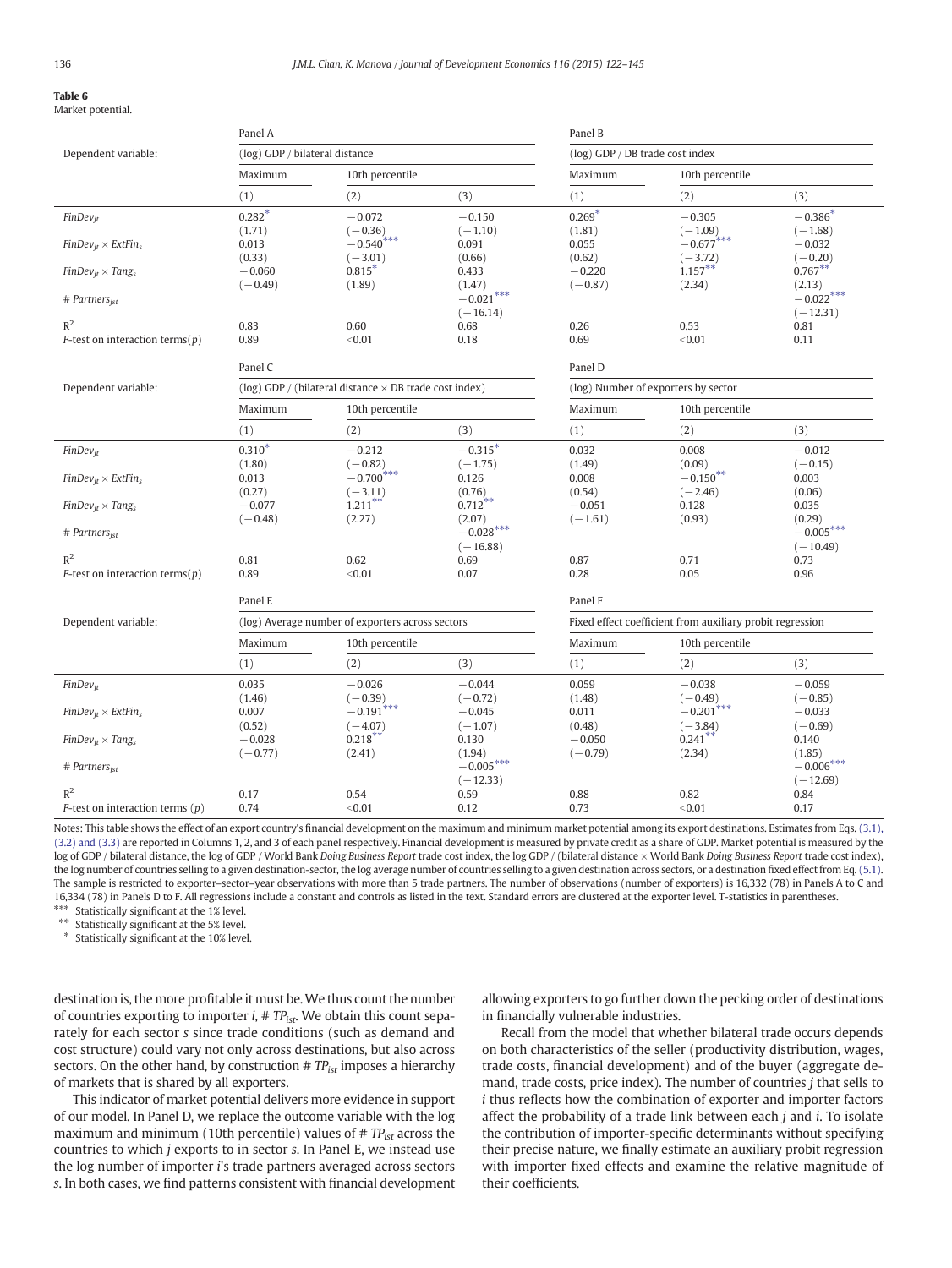**Table 6**
Market potential.

| | Panel A | | | Panel B | | |
|---|---|---|---|---|---|---|
| Dependent variable: | (log) GDP / bilateral distance | | | (log) GDP / DB trade cost index | | |
| | Maximum | 10th percentile | | Maximum | 10th percentile | |
| | (1) | (2) | (3) | (1) | (2) | (3) |
| $FinDev_{jt}$ | 0.282* | −0.072 | −0.150 | 0.269* | −0.305 | −0.386* |
| | (1.71) | (−0.36) | (−1.10) | (1.81) | (−1.09) | (−1.68) |
| $FinDev_{jt} \times ExtFin_s$ | 0.013 | −0.540*** | 0.091 | 0.055 | −0.677*** | −0.032 |
| | (0.33) | (−3.01) | (0.66) | (0.62) | (−3.72) | (−0.20) |
| $FinDev_{jt} \times Tang_s$ | −0.060 | 0.815* | 0.433 | −0.220 | 1.157** | 0.767** |
| | (−0.49) | (1.89) | (1.47) | (−0.87) | (2.34) | (2.13) |
| $\# \, Partners_{jst}$ | | | −0.021*** | | | −0.022*** |
| | | | (−16.14) | | | (−12.31) |
| $R^2$ | 0.83 | 0.60 | 0.68 | 0.26 | 0.53 | 0.81 |
| $F$-test on interaction terms($p$) | 0.89 | <0.01 | 0.18 | 0.69 | <0.01 | 0.11 |

| | Panel C | | | Panel D | | |
|---|---|---|---|---|---|---|
| Dependent variable: | (log) GDP / (bilateral distance × DB trade cost index) | | | (log) Number of exporters by sector | | |
| | Maximum | 10th percentile | | Maximum | 10th percentile | |
| | (1) | (2) | (3) | (1) | (2) | (3) |
| $FinDev_{jt}$ | 0.310* | −0.212 | −0.315* | 0.032 | 0.008 | −0.012 |
| | (1.80) | (−0.82) | (−1.75) | (1.49) | (0.09) | (−0.15) |
| $FinDev_{jt} \times ExtFin_s$ | 0.013 | −0.700*** | 0.126 | 0.008 | −0.150** | 0.003 |
| | (0.27) | (−3.11) | (0.76) | (0.54) | (−2.46) | (0.06) |
| $FinDev_{jt} \times Tang_s$ | −0.077 | 1.211** | 0.712** | −0.051 | 0.128 | 0.035 |
| | (−0.48) | (2.27) | (2.07) | (−1.61) | (0.93) | (0.29) |
| $\# \, Partners_{jst}$ | | | −0.028*** | | | −0.005*** |
| | | | (−16.88) | | | (−10.49) |
| $R^2$ | 0.81 | 0.62 | 0.69 | 0.87 | 0.71 | 0.73 |
| $F$-test on interaction terms($p$) | 0.89 | <0.01 | 0.07 | 0.28 | 0.05 | 0.96 |

| | Panel E | | | Panel F | | |
|---|---|---|---|---|---|---|
| Dependent variable: | (log) Average number of exporters across sectors | | | Fixed effect coefficient from auxiliary probit regression | | |
| | Maximum | 10th percentile | | Maximum | 10th percentile | |
| | (1) | (2) | (3) | (1) | (2) | (3) |
| $FinDev_{jt}$ | 0.035 | −0.026 | −0.044 | 0.059 | −0.038 | −0.059 |
| | (1.46) | (−0.39) | (−0.72) | (1.48) | (−0.49) | (−0.85) |
| $FinDev_{jt} \times ExtFin_s$ | 0.007 | −0.191*** | −0.045 | 0.011 | −0.201*** | −0.033 |
| | (0.52) | (−4.07) | (−1.07) | (0.48) | (−3.84) | (−0.69) |
| $FinDev_{jt} \times Tang_s$ | −0.028 | 0.218** | 0.130 | −0.050 | 0.241** | 0.140 |
| | (−0.77) | (2.41) | (1.94) | (−0.79) | (2.34) | (1.85) |
| $\# \, Partners_{jst}$ | | | −0.005*** | | | −0.006*** |
| | | | (−12.33) | | | (−12.69) |
| $R^2$ | 0.17 | 0.54 | 0.59 | 0.88 | 0.82 | 0.84 |
| $F$-test on interaction terms ($p$) | 0.74 | <0.01 | 0.12 | 0.73 | <0.01 | 0.17 |

Notes: This table shows the effect of an export country's financial development on the maximum and minimum market potential among its export destinations. Estimates from Eqs. (3.1), (3.2) and (3.3) are reported in Columns 1, 2, and 3 of each panel respectively. Financial development is measured by private credit as a share of GDP. Market potential is measured by the log of GDP / bilateral distance, the log of GDP / World Bank *Doing Business Report* trade cost index, the log GDP / (bilateral distance × World Bank *Doing Business Report* trade cost index), the log number of countries selling to a given destination-sector, the log average number of countries selling to a given destination across sectors, or a destination fixed effect from Eq. (5.1). The sample is restricted to exporter–sector–year observations with more than 5 trade partners. The number of observations (number of exporters) is 16,332 (78) in Panels A to C and 16,334 (78) in Panels D to F. All regressions include a constant and controls as listed in the text. Standard errors are clustered at the exporter level. T-statistics in parentheses.

*** Statistically significant at the 1% level.
** Statistically significant at the 5% level.
* Statistically significant at the 10% level.

destination is, the more profitable it must be. We thus count the number of countries exporting to importer $i$, $\# \, TP_{ist}$. We obtain this count separately for each sector $s$ since trade conditions (such as demand and cost structure) could vary not only across destinations, but also across sectors. On the other hand, by construction $\# \, TP_{ist}$ imposes a hierarchy of markets that is shared by all exporters.

This indicator of market potential delivers more evidence in support of our model. In Panel D, we replace the outcome variable with the log maximum and minimum (10th percentile) values of $\# \, TP_{ist}$ across the countries to which $j$ exports to in sector $s$. In Panel E, we instead use the log number of importer $i$'s trade partners averaged across sectors $s$. In both cases, we find patterns consistent with financial development allowing exporters to go further down the pecking order of destinations in financially vulnerable industries.

Recall from the model that whether bilateral trade occurs depends on both characteristics of the seller (productivity distribution, wages, trade costs, financial development) and of the buyer (aggregate demand, trade costs, price index). The number of countries $j$ that sells to $i$ thus reflects how the combination of exporter and importer factors affect the probability of a trade link between each $j$ and $i$. To isolate the contribution of importer-specific determinants without specifying their precise nature, we finally estimate an auxiliary probit regression with importer fixed effects and examine the relative magnitude of their coefficients.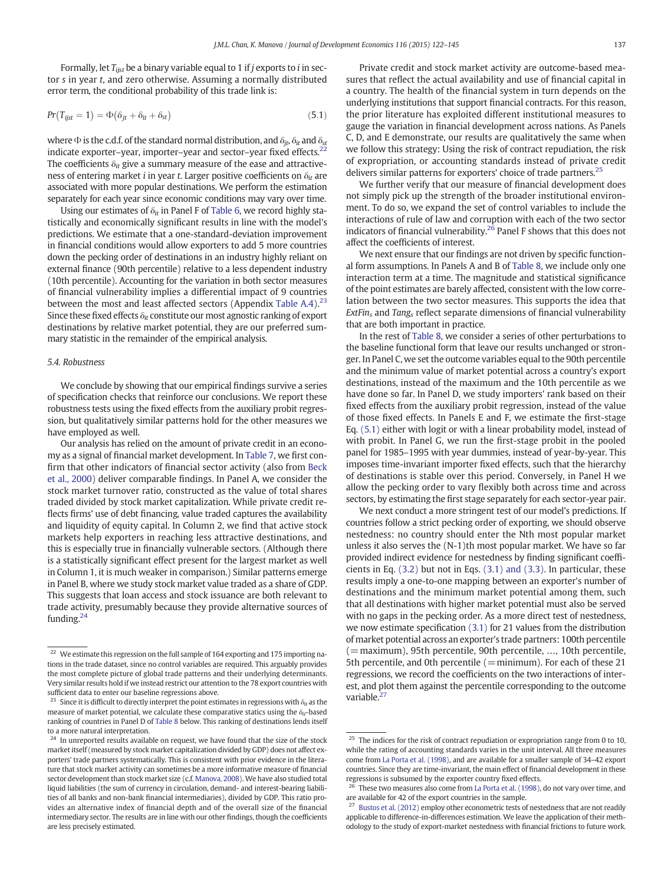Formally, let $T_{ijst}$ be a binary variable equal to 1 if $j$ exports to $i$ in sector $s$ in year $t$, and zero otherwise. Assuming a normally distributed error term, the conditional probability of this trade link is:

$$Pr(T_{ijst} = 1) = \Phi(\delta_{jt} + \delta_{it} + \delta_{st}) \tag{5.1}$$

where $\Phi$ is the c.d.f. of the standard normal distribution, and $\delta_{jt}$, $\delta_{it}$ and $\delta_{st}$ indicate exporter–year, importer–year and sector–year fixed effects.[22] The coefficients $\delta_{it}$ give a summary measure of the ease and attractiveness of entering market $i$ in year $t$. Larger positive coefficients on $\delta_{it}$ are associated with more popular destinations. We perform the estimation separately for each year since economic conditions may vary over time.

Using our estimates of $\delta_{it}$ in Panel F of Table 6, we record highly statistically and economically significant results in line with the model's predictions. We estimate that a one-standard-deviation improvement in financial conditions would allow exporters to add 5 more countries down the pecking order of destinations in an industry highly reliant on external finance (90th percentile) relative to a less dependent industry (10th percentile). Accounting for the variation in both sector measures of financial vulnerability implies a differential impact of 9 countries between the most and least affected sectors (Appendix Table A.4).[23] Since these fixed effects $\delta_{it}$ constitute our most agnostic ranking of export destinations by relative market potential, they are our preferred summary statistic in the remainder of the empirical analysis.

### 5.4. Robustness

We conclude by showing that our empirical findings survive a series of specification checks that reinforce our conclusions. We report these robustness tests using the fixed effects from the auxiliary probit regression, but qualitatively similar patterns hold for the other measures we have employed as well.

Our analysis has relied on the amount of private credit in an economy as a signal of financial market development. In Table 7, we first confirm that other indicators of financial sector activity (also from Beck et al., 2000) deliver comparable findings. In Panel A, we consider the stock market turnover ratio, constructed as the value of total shares traded divided by stock market capitalization. While private credit reflects firms' use of debt financing, value traded captures the availability and liquidity of equity capital. In Column 2, we find that active stock markets help exporters in reaching less attractive destinations, and this is especially true in financially vulnerable sectors. (Although there is a statistically significant effect present for the largest market as well in Column 1, it is much weaker in comparison.) Similar patterns emerge in Panel B, where we study stock market value traded as a share of GDP. This suggests that loan access and stock issuance are both relevant to trade activity, presumably because they provide alternative sources of funding.[24]

Private credit and stock market activity are outcome-based measures that reflect the actual availability and use of financial capital in a country. The health of the financial system in turn depends on the underlying institutions that support financial contracts. For this reason, the prior literature has exploited different institutional measures to gauge the variation in financial development across nations. As Panels C, D, and E demonstrate, our results are qualitatively the same when we follow this strategy: Using the risk of contract repudiation, the risk of expropriation, or accounting standards instead of private credit delivers similar patterns for exporters' choice of trade partners.[25]

We further verify that our measure of financial development does not simply pick up the strength of the broader institutional environment. To do so, we expand the set of control variables to include the interactions of rule of law and corruption with each of the two sector indicators of financial vulnerability.[26] Panel F shows that this does not affect the coefficients of interest.

We next ensure that our findings are not driven by specific functional form assumptions. In Panels A and B of Table 8, we include only one interaction term at a time. The magnitude and statistical significance of the point estimates are barely affected, consistent with the low correlation between the two sector measures. This supports the idea that $ExtFin_s$ and $Tang_s$ reflect separate dimensions of financial vulnerability that are both important in practice.

In the rest of Table 8, we consider a series of other perturbations to the baseline functional form that leave our results unchanged or stronger. In Panel C, we set the outcome variables equal to the 90th percentile and the minimum value of market potential across a country's export destinations, instead of the maximum and the 10th percentile as we have done so far. In Panel D, we study importers' rank based on their fixed effects from the auxiliary probit regression, instead of the value of those fixed effects. In Panels E and F, we estimate the first-stage Eq. (5.1) either with logit or with a linear probability model, instead of with probit. In Panel G, we run the first-stage probit in the pooled panel for 1985–1995 with year dummies, instead of year-by-year. This imposes time-invariant importer fixed effects, such that the hierarchy of destinations is stable over this period. Conversely, in Panel H we allow the pecking order to vary flexibly both across time and across sectors, by estimating the first stage separately for each sector-year pair.

We next conduct a more stringent test of our model's predictions. If countries follow a strict pecking order of exporting, we should observe nestedness: no country should enter the Nth most popular market unless it also serves the (N-1)th most popular market. We have so far provided indirect evidence for nestedness by finding significant coefficients in Eq. (3.2) but not in Eqs. (3.1) and (3.3). In particular, these results imply a one-to-one mapping between an exporter's number of destinations and the minimum market potential among them, such that all destinations with higher market potential must also be served with no gaps in the pecking order. As a more direct test of nestedness, we now estimate specification (3.1) for 21 values from the distribution of market potential across an exporter's trade partners: 100th percentile (=maximum), 95th percentile, 90th percentile, ..., 10th percentile, 5th percentile, and 0th percentile (=minimum). For each of these 21 regressions, we record the coefficients on the two interactions of interest, and plot them against the percentile corresponding to the outcome variable.[27]

---

[22] We estimate this regression on the full sample of 164 exporting and 175 importing nations in the trade dataset, since no control variables are required. This arguably provides the most complete picture of global trade patterns and their underlying determinants. Very similar results hold if we instead restrict our attention to the 78 export countries with sufficient data to enter our baseline regressions above.

[23] Since it is difficult to directly interpret the point estimates in regressions with $\delta_{it}$ as the measure of market potential, we calculate these comparative statics using the $\delta_{it}$-based ranking of countries in Panel D of Table 8 below. This ranking of destinations lends itself to a more natural interpretation.

[24] In unreported results available on request, we have found that the size of the stock market itself (measured by stock market capitalization divided by GDP) does not affect exporters' trade partners systematically. This is consistent with prior evidence in the literature that stock market activity can sometimes be a more informative measure of financial sector development than stock market size (c.f. Manova, 2008). We have also studied total liquid liabilities (the sum of currency in circulation, demand- and interest-bearing liabilities of all banks and non-bank financial intermediaries), divided by GDP. This ratio provides an alternative index of financial depth and of the overall size of the financial intermediary sector. The results are in line with our other findings, though the coefficients are less precisely estimated.

[25] The indices for the risk of contract repudiation or expropriation range from 0 to 10, while the rating of accounting standards varies in the unit interval. All three measures come from La Porta et al. (1998), and are available for a smaller sample of 34–42 export countries. Since they are time-invariant, the main effect of financial development in these regressions is subsumed by the exporter country fixed effects.

[26] These two measures also come from La Porta et al. (1998), do not vary over time, and are available for 42 of the export countries in the sample.

[27] Bustos et al. (2012) employ other econometric tests of nestedness that are not readily applicable to difference-in-differences estimation. We leave the application of their methodology to the study of export-market nestedness with financial frictions to future work.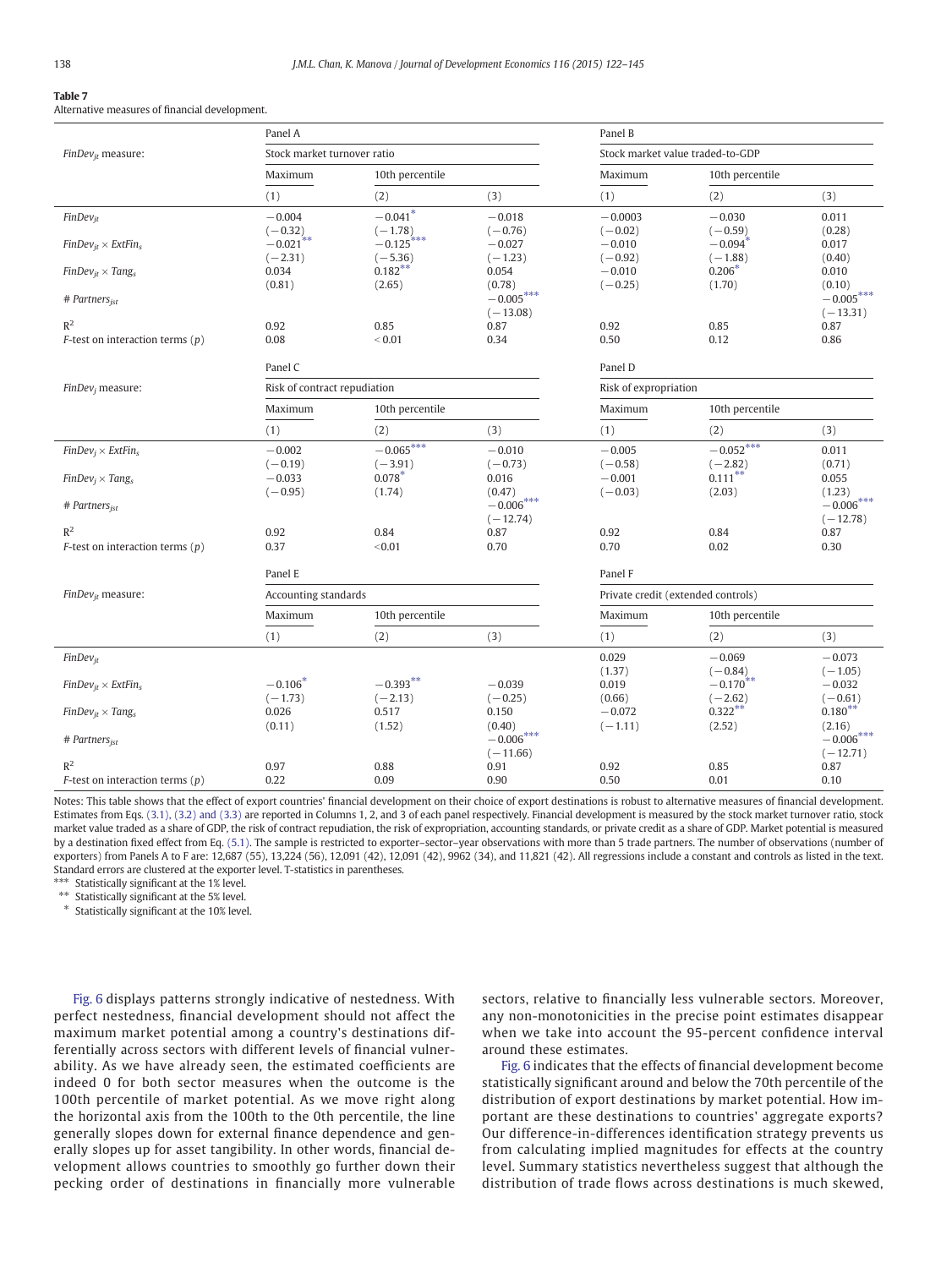**Table 7**
Alternative measures of financial development.

| | Panel A | | | Panel B | | |
|---|---|---|---|---|---|---|
| $FinDev_{jt}$ measure: | Stock market turnover ratio | | | Stock market value traded-to-GDP | | |
| | Maximum | 10th percentile | | Maximum | 10th percentile | |
| | (1) | (2) | (3) | (1) | (2) | (3) |
| $FinDev_{jt}$ | −0.004 | −0.041* | −0.018 | −0.0003 | −0.030 | 0.011 |
| | (−0.32) | (−1.78) | (−0.76) | (−0.02) | (−0.59) | (0.28) |
| $FinDev_{jt} \times ExtFin_s$ | −0.021** | −0.125*** | −0.027 | −0.010 | −0.094* | 0.017 |
| | (−2.31) | (−5.36) | (−1.23) | (−0.92) | (−1.88) | (0.40) |
| $FinDev_{jt} \times Tang_s$ | 0.034 | 0.182** | 0.054 | −0.010 | 0.206* | 0.010 |
| | (0.81) | (2.65) | (0.78) | (−0.25) | (1.70) | (0.10) |
| # $Partners_{jst}$ | | | −0.005*** | | | −0.005*** |
| | | | (−13.08) | | | (−13.31) |
| $R^2$ | 0.92 | 0.85 | 0.87 | 0.92 | 0.85 | 0.87 |
| F-test on interaction terms (p) | 0.08 | < 0.01 | 0.34 | 0.50 | 0.12 | 0.86 |
| | Panel C | | | Panel D | | |
| $FinDev_j$ measure: | Risk of contract repudiation | | | Risk of expropriation | | |
| | Maximum | 10th percentile | | Maximum | 10th percentile | |
| | (1) | (2) | (3) | (1) | (2) | (3) |
| $FinDev_j \times ExtFin_s$ | −0.002 | −0.065*** | −0.010 | −0.005 | −0.052*** | 0.011 |
| | (−0.19) | (−3.91) | (−0.73) | (−0.58) | (−2.82) | (0.71) |
| $FinDev_j \times Tang_s$ | −0.033 | 0.078* | 0.016 | −0.001 | 0.111** | 0.055 |
| | (−0.95) | (1.74) | (0.47) | (−0.03) | (2.03) | (1.23) |
| # $Partners_{jst}$ | | | −0.006*** | | | −0.006*** |
| | | | (−12.74) | | | (−12.78) |
| $R^2$ | 0.92 | 0.84 | 0.87 | 0.92 | 0.84 | 0.87 |
| F-test on interaction terms (p) | 0.37 | <0.01 | 0.70 | 0.70 | 0.02 | 0.30 |
| | Panel E | | | Panel F | | |
| $FinDev_{jt}$ measure: | Accounting standards | | | Private credit (extended controls) | | |
| | Maximum | 10th percentile | | Maximum | 10th percentile | |
| | (1) | (2) | (3) | (1) | (2) | (3) |
| $FinDev_{jt}$ | | | | 0.029 | −0.069 | −0.073 |
| | | | | (1.37) | (−0.84) | (−1.05) |
| $FinDev_{jt} \times ExtFin_s$ | −0.106* | −0.393** | −0.039 | 0.019 | −0.170** | −0.032 |
| | (−1.73) | (−2.13) | (−0.25) | (0.66) | (−2.62) | (−0.61) |
| $FinDev_{jt} \times Tang_s$ | 0.026 | 0.517 | 0.150 | −0.072 | 0.322** | 0.180** |
| | (0.11) | (1.52) | (0.40) | (−1.11) | (2.52) | (2.16) |
| # $Partners_{jst}$ | | | −0.006*** | | | −0.006*** |
| | | | (−11.66) | | | (−12.71) |
| $R^2$ | 0.97 | 0.88 | 0.91 | 0.92 | 0.85 | 0.87 |
| F-test on interaction terms (p) | 0.22 | 0.09 | 0.90 | 0.50 | 0.01 | 0.10 |

Notes: This table shows that the effect of export countries' financial development on their choice of export destinations is robust to alternative measures of financial development. Estimates from Eqs. (3.1), (3.2) and (3.3) are reported in Columns 1, 2, and 3 of each panel respectively. Financial development is measured by the stock market turnover ratio, stock market value traded as a share of GDP, the risk of contract repudiation, the risk of expropriation, accounting standards, or private credit as a share of GDP. Market potential is measured by a destination fixed effect from Eq. (5.1). The sample is restricted to exporter–sector–year observations with more than 5 trade partners. The number of observations (number of exporters) from Panels A to F are: 12,687 (55), 13,224 (56), 12,091 (42), 12,091 (42), 9962 (34), and 11,821 (42). All regressions include a constant and controls as listed in the text. Standard errors are clustered at the exporter level. T-statistics in parentheses.

*** Statistically significant at the 1% level.
** Statistically significant at the 5% level.
* Statistically significant at the 10% level.

Fig. 6 displays patterns strongly indicative of nestedness. With perfect nestedness, financial development should not affect the maximum market potential among a country's destinations differentially across sectors with different levels of financial vulnerability. As we have already seen, the estimated coefficients are indeed 0 for both sector measures when the outcome is the 100th percentile of market potential. As we move right along the horizontal axis from the 100th to the 0th percentile, the line generally slopes down for external finance dependence and generally slopes up for asset tangibility. In other words, financial development allows countries to smoothly go further down their pecking order of destinations in financially more vulnerable sectors, relative to financially less vulnerable sectors. Moreover, any non-monotonicities in the precise point estimates disappear when we take into account the 95-percent confidence interval around these estimates.

Fig. 6 indicates that the effects of financial development become statistically significant around and below the 70th percentile of the distribution of export destinations by market potential. How important are these destinations to countries' aggregate exports? Our difference-in-differences identification strategy prevents us from calculating implied magnitudes for effects at the country level. Summary statistics nevertheless suggest that although the distribution of trade flows across destinations is much skewed,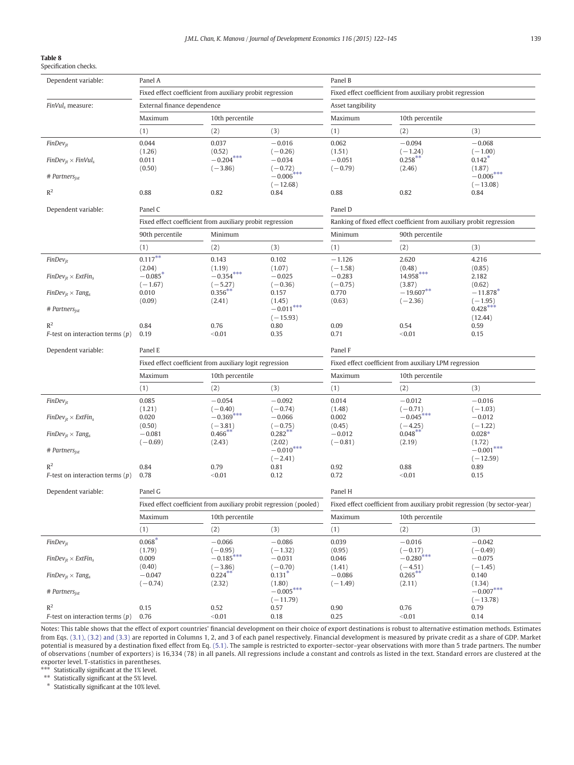**Table 8**
Specification checks.

| Dependent variable: | Panel A | | | Panel B | | |
|---|---|---|---|---|---|---|
| | Fixed effect coefficient from auxiliary probit regression | | | Fixed effect coefficient from auxiliary probit regression | | |
| $FinVul_s$ measure: | External finance dependence | | | Asset tangibility | | |
| | Maximum | 10th percentile | | Maximum | 10th percentile | |
| | (1) | (2) | (3) | (1) | (2) | (3) |
| $FinDev_{jt}$ | 0.044 | 0.037 | −0.016 | 0.062 | −0.094 | −0.068 |
| | (1.26) | (0.52) | (−0.26) | (1.51) | (−1.24) | (−1.00) |
| $FinDev_{jt} \times FinVul_s$ | 0.011 | −0.204*** | −0.034 | −0.051 | 0.258** | 0.142* |
| | (0.50) | (−3.86) | (−0.72) | (−0.79) | (2.46) | (1.87) |
| # $Partners_{jst}$ | | | −0.006*** | | | −0.006*** |
| | | | (−12.68) | | | (−13.08) |
| $R^2$ | 0.88 | 0.82 | 0.84 | 0.88 | 0.82 | 0.84 |

| Dependent variable: | Panel C | | | Panel D | | |
|---|---|---|---|---|---|---|
| | Fixed effect coefficient from auxiliary probit regression | | | Ranking of fixed effect coefficient from auxiliary probit regression | | |
| | 90th percentile | Minimum | | Minimum | 90th percentile | |
| | (1) | (2) | (3) | (1) | (2) | (3) |
| $FinDev_{jt}$ | 0.117** | 0.143 | 0.102 | −1.126 | 2.620 | 4.216 |
| | (2.04) | (1.19) | (1.07) | (−1.58) | (0.48) | (0.85) |
| $FinDev_{jt} \times ExtFin_s$ | −0.085* | −0.354*** | −0.025 | −0.283 | 14.958*** | 2.182 |
| | (−1.67) | (−5.27) | (−0.36) | (−0.75) | (3.87) | (0.62) |
| $FinDev_{jt} \times Tang_s$ | 0.010 | 0.356** | 0.157 | 0.770 | −19.607** | −11.878* |
| | (0.09) | (2.41) | (1.45) | (0.63) | (−2.36) | (−1.95) |
| # $Partners_{jst}$ | | | −0.011*** | | | 0.428*** |
| | | | (−15.93) | | | (12.44) |
| $R^2$ | 0.84 | 0.76 | 0.80 | 0.09 | 0.54 | 0.59 |
| $F$-test on interaction terms ($p$) | 0.19 | <0.01 | 0.35 | 0.71 | <0.01 | 0.15 |

| Dependent variable: | Panel E | | | Panel F | | |
|---|---|---|---|---|---|---|
| | Fixed effect coefficient from auxiliary logit regression | | | Fixed effect coefficient from auxiliary LPM regression | | |
| | Maximum | 10th percentile | | Maximum | 10th percentile | |
| | (1) | (2) | (3) | (1) | (2) | (3) |
| $FinDev_{jt}$ | 0.085 | −0.054 | −0.092 | 0.014 | −0.012 | −0.016 |
| | (1.21) | (−0.40) | (−0.74) | (1.48) | (−0.71) | (−1.03) |
| $FinDev_{jt} \times ExtFin_s$ | 0.020 | −0.369*** | −0.066 | 0.002 | −0.045*** | −0.012 |
| | (0.50) | (−3.81) | (−0.75) | (0.45) | (−4.25) | (−1.22) |
| $FinDev_{jt} \times Tang_s$ | −0.081 | 0.466** | 0.282** | −0.012 | 0.048** | 0.028* |
| | (−0.69) | (2.43) | (2.02) | (−0.81) | (2.19) | (1.72) |
| # $Partners_{jst}$ | | | −0.010*** | | | −0.001*** |
| | | | (−2.41) | | | (−12.59) |
| $R^2$ | 0.84 | 0.79 | 0.81 | 0.92 | 0.88 | 0.89 |
| $F$-test on interaction terms ($p$) | 0.78 | <0.01 | 0.12 | 0.72 | <0.01 | 0.15 |

| Dependent variable: | Panel G | | | Panel H | | |
|---|---|---|---|---|---|---|
| | Fixed effect coefficient from auxiliary probit regression (pooled) | | | Fixed effect coefficient from auxiliary probit regression (by sector–year) | | |
| | Maximum | 10th percentile | | Maximum | 10th percentile | |
| | (1) | (2) | (3) | (1) | (2) | (3) |
| $FinDev_{jt}$ | 0.068* | −0.066 | −0.086 | 0.039 | −0.016 | −0.042 |
| | (1.79) | (−0.95) | (−1.32) | (0.95) | (−0.17) | (−0.49) |
| $FinDev_{jt} \times ExtFin_s$ | 0.009 | −0.185*** | −0.031 | 0.046 | −0.280*** | −0.075 |
| | (0.40) | (−3.86) | (−0.70) | (1.41) | (−4.51) | (−1.45) |
| $FinDev_{jt} \times Tang_s$ | −0.047 | 0.224** | 0.131* | −0.086 | 0.265** | 0.140 |
| | (−0.74) | (2.32) | (1.80) | (−1.49) | (2.11) | (1.34) |
| # $Partners_{jst}$ | | | −0.005*** | | | −0.007*** |
| | | | (−11.79) | | | (−13.78) |
| $R^2$ | 0.15 | 0.52 | 0.57 | 0.90 | 0.76 | 0.79 |
| $F$-test on interaction terms ($p$) | 0.76 | <0.01 | 0.18 | 0.25 | <0.01 | 0.14 |

Notes: This table shows that the effect of export countries' financial development on their choice of export destinations is robust to alternative estimation methods. Estimates from Eqs. (3.1), (3.2) and (3.3) are reported in Columns 1, 2, and 3 of each panel respectively. Financial development is measured by private credit as a share of GDP. Market potential is measured by a destination fixed effect from Eq. (5.1). The sample is restricted to exporter–sector–year observations with more than 5 trade partners. The number of observations (number of exporters) is 16,334 (78) in all panels. All regressions include a constant and controls as listed in the text. Standard errors are clustered at the exporter level. T-statistics in parentheses.

*** Statistically significant at the 1% level.
** Statistically significant at the 5% level.
* Statistically significant at the 10% level.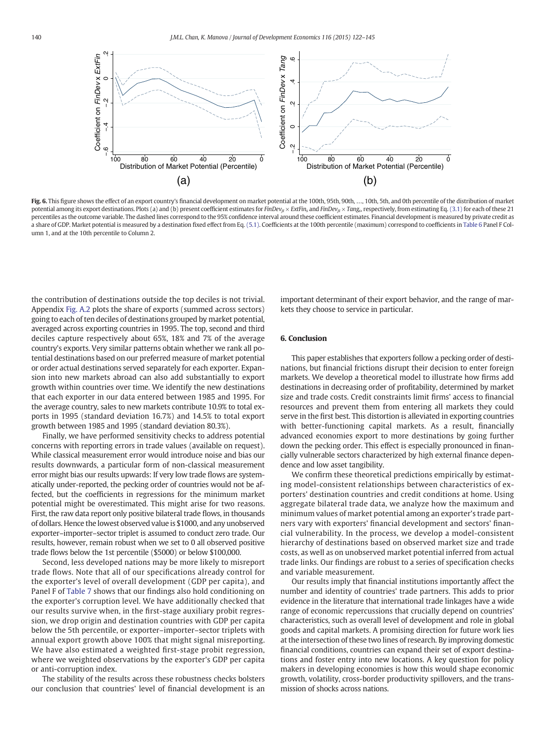Coefficient on *FinDev* x *ExtFin*

.2
0
-.2
-.4
-.6

100 80 60 40 20 0

Distribution of Market Potential (Percentile)

(a)

Coefficient on *FinDev* x *Tang*

.6
.4
.2
0
-.2

100 80 60 40 20 0

Distribution of Market Potential (Percentile)

(b)

**Fig. 6.** This figure shows the effect of an export country's financial development on market potential at the 100th, 95th, 90th, …, 10th, 5th, and 0th percentile of the distribution of market potential among its export destinations. Plots (a) and (b) present coefficient estimates for $FinDev_{jt} \times ExtFin_s$ and $FinDev_{jt} \times Tang_s$, respectively, from estimating Eq. (3.1) for each of these 21 percentiles as the outcome variable. The dashed lines correspond to the 95% confidence interval around these coefficient estimates. Financial development is measured by private credit as a share of GDP. Market potential is measured by a destination fixed effect from Eq. (5.1). Coefficients at the 100th percentile (maximum) correspond to coefficients in Table 6 Panel F Column 1, and at the 10th percentile to Column 2.

the contribution of destinations outside the top deciles is not trivial. Appendix Fig. A.2 plots the share of exports (summed across sectors) going to each of ten deciles of destinations grouped by market potential, averaged across exporting countries in 1995. The top, second and third deciles capture respectively about 65%, 18% and 7% of the average country's exports. Very similar patterns obtain whether we rank all potential destinations based on our preferred measure of market potential or order actual destinations served separately for each exporter. Expansion into new markets abroad can also add substantially to export growth within countries over time. We identify the new destinations that each exporter in our data entered between 1985 and 1995. For the average country, sales to new markets contribute 10.9% to total exports in 1995 (standard deviation 16.7%) and 14.5% to total export growth between 1985 and 1995 (standard deviation 80.3%).

Finally, we have performed sensitivity checks to address potential concerns with reporting errors in trade values (available on request). While classical measurement error would introduce noise and bias our results downwards, a particular form of non-classical measurement error might bias our results upwards: If very low trade flows are systematically under-reported, the pecking order of countries would not be affected, but the coefficients in regressions for the minimum market potential might be overestimated. This might arise for two reasons. First, the raw data report only positive bilateral trade flows, in thousands of dollars. Hence the lowest observed value is \$1000, and any unobserved exporter–importer–sector triplet is assumed to conduct zero trade. Our results, however, remain robust when we set to 0 all observed positive trade flows below the 1st percentile (\$5000) or below \$100,000.

Second, less developed nations may be more likely to misreport trade flows. Note that all of our specifications already control for the exporter's level of overall development (GDP per capita), and Panel F of Table 7 shows that our findings also hold conditioning on the exporter's corruption level. We have additionally checked that our results survive when, in the first-stage auxiliary probit regression, we drop origin and destination countries with GDP per capita below the 5th percentile, or exporter–importer–sector triplets with annual export growth above 100% that might signal misreporting. We have also estimated a weighted first-stage probit regression, where we weighted observations by the exporter's GDP per capita or anti-corruption index.

The stability of the results across these robustness checks bolsters our conclusion that countries' level of financial development is an important determinant of their export behavior, and the range of markets they choose to service in particular.

## 6. Conclusion

This paper establishes that exporters follow a pecking order of destinations, but financial frictions disrupt their decision to enter foreign markets. We develop a theoretical model to illustrate how firms add destinations in decreasing order of profitability, determined by market size and trade costs. Credit constraints limit firms' access to financial resources and prevent them from entering all markets they could serve in the first best. This distortion is alleviated in exporting countries with better-functioning capital markets. As a result, financially advanced economies export to more destinations by going further down the pecking order. This effect is especially pronounced in financially vulnerable sectors characterized by high external finance dependence and low asset tangibility.

We confirm these theoretical predictions empirically by estimating model-consistent relationships between characteristics of exporters' destination countries and credit conditions at home. Using aggregate bilateral trade data, we analyze how the maximum and minimum values of market potential among an exporter's trade partners vary with exporters' financial development and sectors' financial vulnerability. In the process, we develop a model-consistent hierarchy of destinations based on observed market size and trade costs, as well as on unobserved market potential inferred from actual trade links. Our findings are robust to a series of specification checks and variable measurement.

Our results imply that financial institutions importantly affect the number and identity of countries' trade partners. This adds to prior evidence in the literature that international trade linkages have a wide range of economic repercussions that crucially depend on countries' characteristics, such as overall level of development and role in global goods and capital markets. A promising direction for future work lies at the intersection of these two lines of research. By improving domestic financial conditions, countries can expand their set of export destinations and foster entry into new locations. A key question for policy makers in developing economies is how this would shape economic growth, volatility, cross-border productivity spillovers, and the transmission of shocks across nations.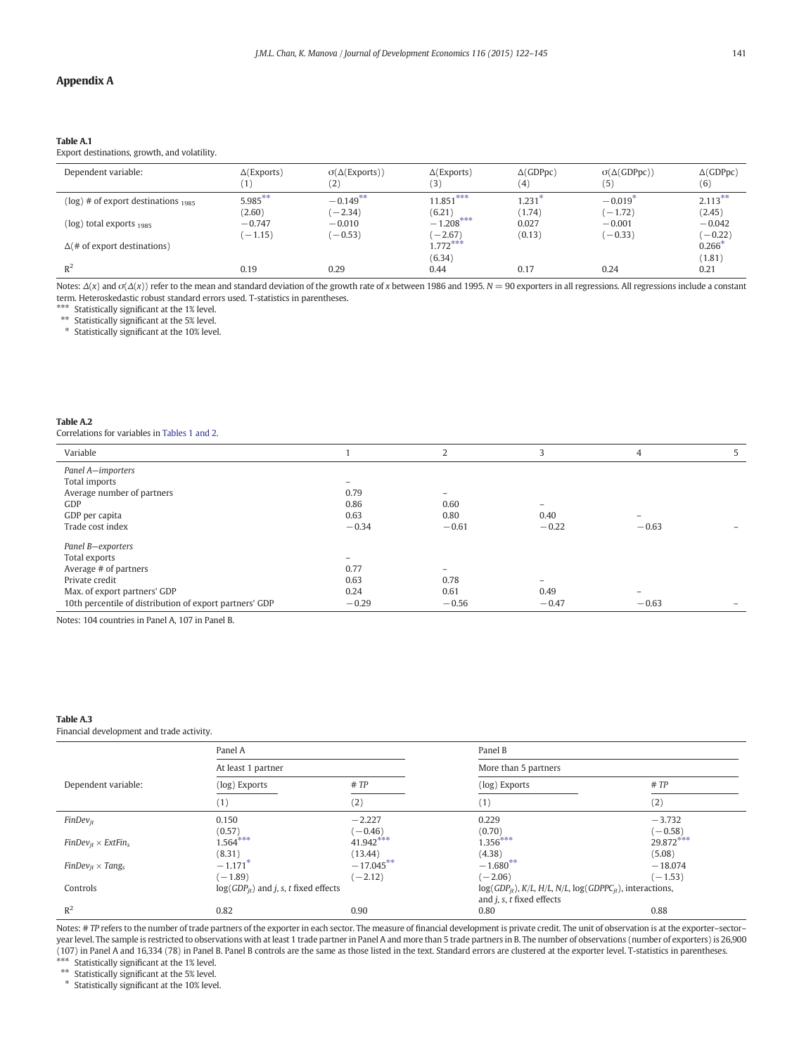## Appendix A

**Table A.1**
Export destinations, growth, and volatility.

| Dependent variable: | Δ(Exports) (1) | σ(Δ(Exports)) (2) | Δ(Exports) (3) | Δ(GDPpc) (4) | σ(Δ(GDPpc)) (5) | Δ(GDPpc) (6) |
|---|---|---|---|---|---|---|
| (log) # of export destinations $_{1985}$ | 5.985** | −0.149** | 11.851*** | 1.231* | −0.019* | 2.113** |
| | (2.60) | (−2.34) | (6.21) | (1.74) | (−1.72) | (2.45) |
| (log) total exports $_{1985}$ | −0.747 | −0.010 | −1.208*** | 0.027 | −0.001 | −0.042 |
| | (−1.15) | (−0.53) | (−2.67) | (0.13) | (−0.33) | (−0.22) |
| Δ(# of export destinations) | | | 1.772*** | | | 0.266* |
| | | | (6.34) | | | (1.81) |
| $R^2$ | 0.19 | 0.29 | 0.44 | 0.17 | 0.24 | 0.21 |

Notes: $\Delta(x)$ and $\sigma(\Delta(x))$ refer to the mean and standard deviation of the growth rate of $x$ between 1986 and 1995. $N = 90$ exporters in all regressions. All regressions include a constant term. Heteroskedastic robust standard errors used. T-statistics in parentheses.
*** Statistically significant at the 1% level.
** Statistically significant at the 5% level.
* Statistically significant at the 10% level.

**Table A.2**
Correlations for variables in Tables 1 and 2.

| Variable | 1 | 2 | 3 | 4 | 5 |
|---|---|---|---|---|---|
| *Panel A—importers* | | | | | |
| Total imports | – | | | | |
| Average number of partners | 0.79 | – | | | |
| GDP | 0.86 | 0.60 | – | | |
| GDP per capita | 0.63 | 0.80 | 0.40 | – | |
| Trade cost index | −0.34 | −0.61 | −0.22 | −0.63 | – |
| *Panel B—exporters* | | | | | |
| Total exports | – | | | | |
| Average # of partners | 0.77 | – | | | |
| Private credit | 0.63 | 0.78 | – | | |
| Max. of export partners' GDP | 0.24 | 0.61 | 0.49 | – | |
| 10th percentile of distribution of export partners' GDP | −0.29 | −0.56 | −0.47 | −0.63 | – |

Notes: 104 countries in Panel A, 107 in Panel B.

**Table A.3**
Financial development and trade activity.

| | Panel A | | Panel B | |
|---|---|---|---|---|
| | At least 1 partner | | More than 5 partners | |
| Dependent variable: | (log) Exports | # *TP* | (log) Exports | # *TP* |
| | (1) | (2) | (1) | (2) |
| $FinDev_{jt}$ | 0.150 | −2.227 | 0.229 | −3.732 |
| | (0.57) | (−0.46) | (0.70) | (−0.58) |
| $FinDev_{jt} \times ExtFin_s$ | 1.564*** | 41.942*** | 1.356*** | 29.872*** |
| | (8.31) | (13.44) | (4.38) | (5.08) |
| $FinDev_{jt} \times Tang_s$ | −1.171* | −17.045** | −1.680** | −18.074 |
| | (−1.89) | (−2.12) | (−2.06) | (−1.53) |
| Controls | $\log(GDP_{jt})$ and $j$, $s$, $t$ fixed effects | | $\log(GDP_{jt})$, $K/L$, $H/L$, $N/L$, $\log(GDPPC_{jt})$, interactions, and $j$, $s$, $t$ fixed effects | |
| $R^2$ | 0.82 | 0.90 | 0.80 | 0.88 |

Notes: # *TP* refers to the number of trade partners of the exporter in each sector. The measure of financial development is private credit. The unit of observation is at the exporter–sector–year level. The sample is restricted to observations with at least 1 trade partner in Panel A and more than 5 trade partners in B. The number of observations (number of exporters) is 26,900 (107) in Panel A and 16,334 (78) in Panel B. Panel B controls are the same as those listed in the text. Standard errors are clustered at the exporter level. T-statistics in parentheses.
*** Statistically significant at the 1% level.
** Statistically significant at the 5% level.
* Statistically significant at the 10% level.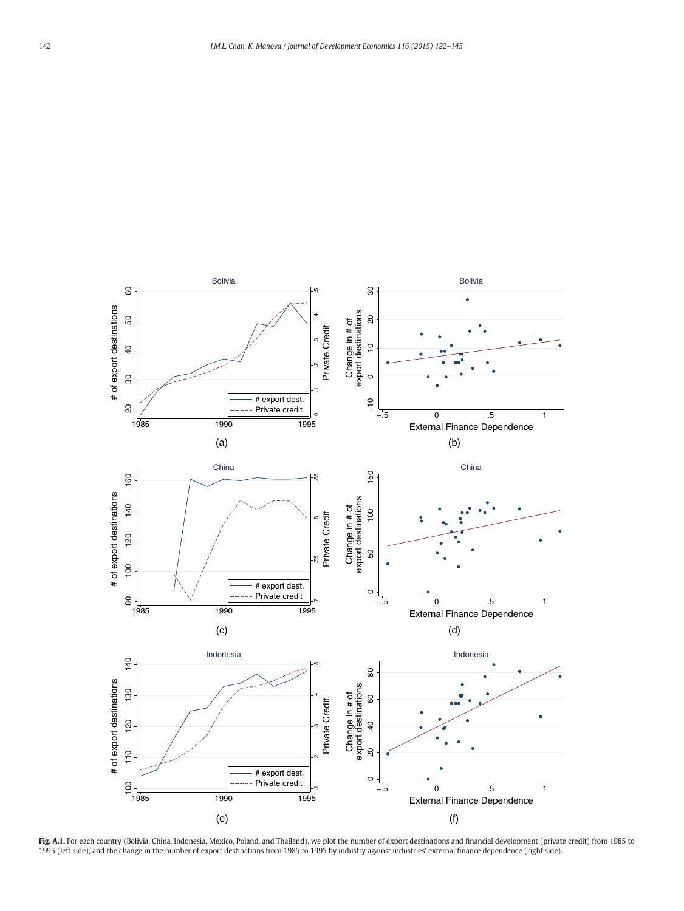**Fig. A.1.** For each country (Bolivia, China, Indonesia, Mexico, Poland, and Thailand), we plot the number of export destinations and financial development (private credit) from 1985 to 1995 (left side), and the change in the number of export destinations from 1985 to 1995 by industry against industries' external finance dependence (right side).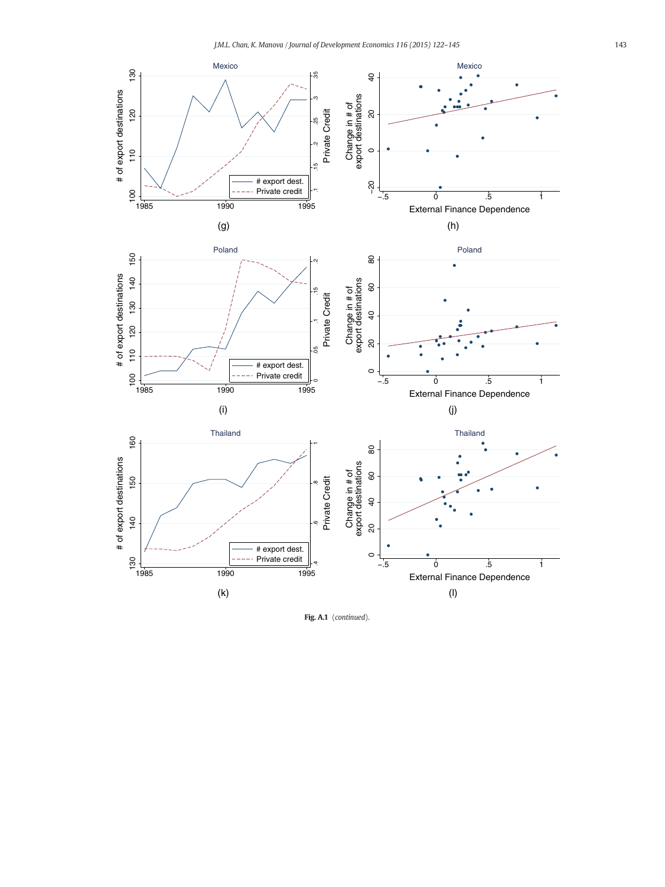Fig. A.1 (*continued*).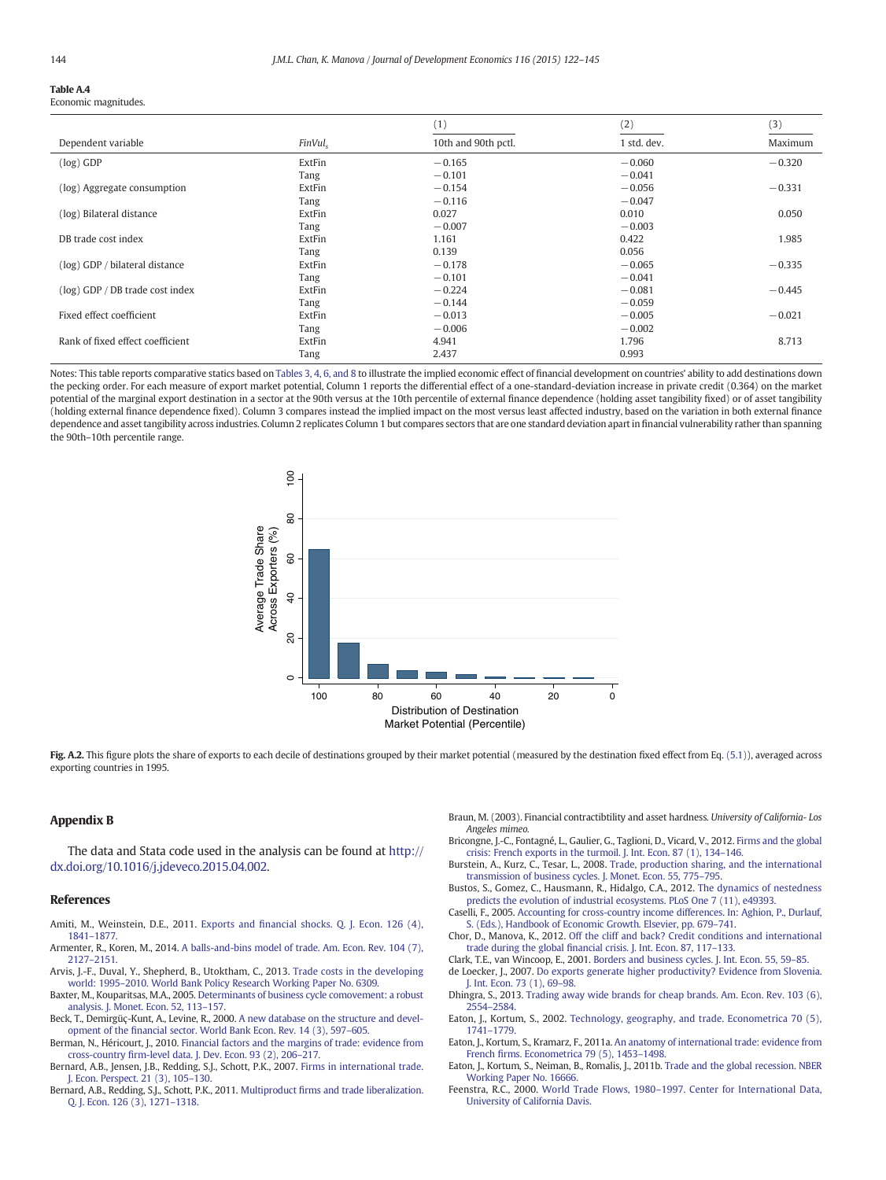**Table A.4**
Economic magnitudes.

| Dependent variable | $FinVul_s$ | (1) 10th and 90th pctl. | (2) 1 std. dev. | (3) Maximum |
|---|---|---|---|---|
| (log) GDP | ExtFin | −0.165 | −0.060 | −0.320 |
| | Tang | −0.101 | −0.041 | |
| (log) Aggregate consumption | ExtFin | −0.154 | −0.056 | −0.331 |
| | Tang | −0.116 | −0.047 | |
| (log) Bilateral distance | ExtFin | 0.027 | 0.010 | 0.050 |
| | Tang | −0.007 | −0.003 | |
| DB trade cost index | ExtFin | 1.161 | 0.422 | 1.985 |
| | Tang | 0.139 | 0.056 | |
| (log) GDP / bilateral distance | ExtFin | −0.178 | −0.065 | −0.335 |
| | Tang | −0.101 | −0.041 | |
| (log) GDP / DB trade cost index | ExtFin | −0.224 | −0.081 | −0.445 |
| | Tang | −0.144 | −0.059 | |
| Fixed effect coefficient | ExtFin | −0.013 | −0.005 | −0.021 |
| | Tang | −0.006 | −0.002 | |
| Rank of fixed effect coefficient | ExtFin | 4.941 | 1.796 | 8.713 |
| | Tang | 2.437 | 0.993 | |

Notes: This table reports comparative statics based on Tables 3, 4, 6, and 8 to illustrate the implied economic effect of financial development on countries' ability to add destinations down the pecking order. For each measure of export market potential, Column 1 reports the differential effect of a one-standard-deviation increase in private credit (0.364) on the market potential of the marginal export destination in a sector at the 90th versus at the 10th percentile of external finance dependence (holding asset tangibility fixed) or of asset tangibility (holding external finance dependence fixed). Column 3 compares instead the implied impact on the most versus least affected industry, based on the variation in both external finance dependence and asset tangibility across industries. Column 2 replicates Column 1 but compares sectors that are one standard deviation apart in financial vulnerability rather than spanning the 90th–10th percentile range.

**Fig. A.2.** This figure plots the share of exports to each decile of destinations grouped by their market potential (measured by the destination fixed effect from Eq. (5.1)), averaged across exporting countries in 1995.

## Appendix B

The data and Stata code used in the analysis can be found at http://dx.doi.org/10.1016/j.jdeveco.2015.04.002.

## References

Amiti, M., Weinstein, D.E., 2011. Exports and financial shocks. Q. J. Econ. 126 (4), 1841–1877.

Armenter, R., Koren, M., 2014. A balls-and-bins model of trade. Am. Econ. Rev. 104 (7), 2127–2151.

Arvis, J.-F., Duval, Y., Shepherd, B., Utoktham, C., 2013. Trade costs in the developing world: 1995–2010. World Bank Policy Research Working Paper No. 6309.

Baxter, M., Kouparitsas, M.A., 2005. Determinants of business cycle comovement: a robust analysis. J. Monet. Econ. 52, 113–157.

Beck, T., Demirgüç-Kunt, A., Levine, R., 2000. A new database on the structure and development of the financial sector. World Bank Econ. Rev. 14 (3), 597–605.

Berman, N., Héricourt, J., 2010. Financial factors and the margins of trade: evidence from cross-country firm-level data. J. Dev. Econ. 93 (2), 206–217.

Bernard, A.B., Jensen, J.B., Redding, S.J., Schott, P.K., 2007. Firms in international trade. J. Econ. Perspect. 21 (3), 105–130.

Bernard, A.B., Redding, S.J., Schott, P.K., 2011. Multiproduct firms and trade liberalization. Q. J. Econ. 126 (3), 1271–1318.

Braun, M. (2003). Financial contractibtility and asset hardness. *University of California- Los Angeles mimeo.*

Bricongne, J.-C., Fontagné, L., Gaulier, G., Taglioni, D., Vicard, V., 2012. Firms and the global crisis: French exports in the turmoil. J. Int. Econ. 87 (1), 134–146.

Burstein, A., Kurz, C., Tesar, L., 2008. Trade, production sharing, and the international transmission of business cycles. J. Monet. Econ. 55, 775–795.

Bustos, S., Gomez, C., Hausmann, R., Hidalgo, C.A., 2012. The dynamics of nestedness predicts the evolution of industrial ecosystems. PLoS One 7 (11), e49393.

Caselli, F., 2005. Accounting for cross-country income differences. In: Aghion, P., Durlauf, S. (Eds.), Handbook of Economic Growth. Elsevier, pp. 679–741.

Chor, D., Manova, K., 2012. Off the cliff and back? Credit conditions and international trade during the global financial crisis. J. Int. Econ. 87, 117–133.

Clark, T.E., van Wincoop, E., 2001. Borders and business cycles. J. Int. Econ. 55, 59–85.

de Loecker, J., 2007. Do exports generate higher productivity? Evidence from Slovenia. J. Int. Econ. 73 (1), 69–98.

Dhingra, S., 2013. Trading away wide brands for cheap brands. Am. Econ. Rev. 103 (6), 2554–2584.

Eaton, J., Kortum, S., 2002. Technology, geography, and trade. Econometrica 70 (5), 1741–1779.

Eaton, J., Kortum, S., Kramarz, F., 2011a. An anatomy of international trade: evidence from French firms. Econometrica 79 (5), 1453–1498.

Eaton, J., Kortum, S., Neiman, B., Romalis, J., 2011b. Trade and the global recession. NBER Working Paper No. 16666.

Feenstra, R.C., 2000. World Trade Flows, 1980–1997. Center for International Data, University of California Davis.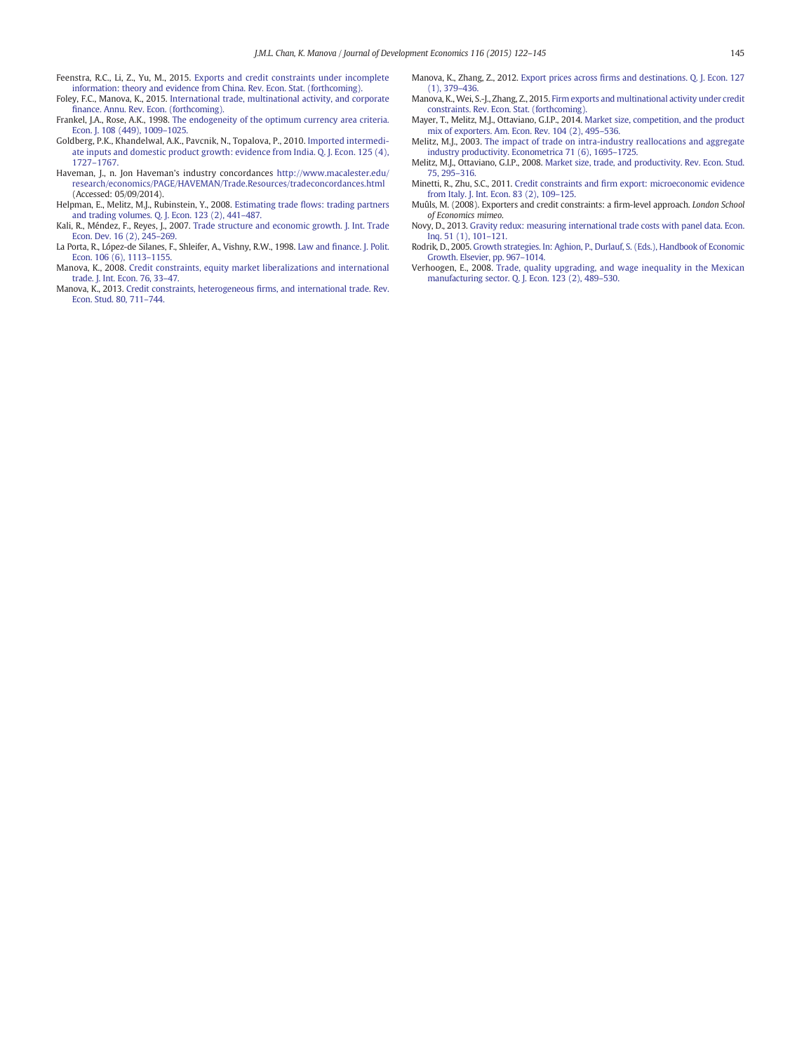Feenstra, R.C., Li, Z., Yu, M., 2015. Exports and credit constraints under incomplete information: theory and evidence from China. Rev. Econ. Stat. (forthcoming).

Foley, F.C., Manova, K., 2015. International trade, multinational activity, and corporate finance. Annu. Rev. Econ. (forthcoming).

Frankel, J.A., Rose, A.K., 1998. The endogeneity of the optimum currency area criteria. Econ. J. 108 (449), 1009–1025.

Goldberg, P.K., Khandelwal, A.K., Pavcnik, N., Topalova, P., 2010. Imported intermediate inputs and domestic product growth: evidence from India. Q. J. Econ. 125 (4), 1727–1767.

Haveman, J., n. Jon Haveman's industry concordances http://www.macalester.edu/research/economics/PAGE/HAVEMAN/Trade.Resources/tradeconcordances.html (Accessed: 05/09/2014).

Helpman, E., Melitz, M.J., Rubinstein, Y., 2008. Estimating trade flows: trading partners and trading volumes. Q. J. Econ. 123 (2), 441–487.

Kali, R., Méndez, F., Reyes, J., 2007. Trade structure and economic growth. J. Int. Trade Econ. Dev. 16 (2), 245–269.

La Porta, R., López-de Silanes, F., Shleifer, A., Vishny, R.W., 1998. Law and finance. J. Polit. Econ. 106 (6), 1113–1155.

Manova, K., 2008. Credit constraints, equity market liberalizations and international trade. J. Int. Econ. 76, 33–47.

Manova, K., 2013. Credit constraints, heterogeneous firms, and international trade. Rev. Econ. Stud. 80, 711–744.

Manova, K., Zhang, Z., 2012. Export prices across firms and destinations. Q. J. Econ. 127 (1), 379–436.

Manova, K., Wei, S.-J., Zhang, Z., 2015. Firm exports and multinational activity under credit constraints. Rev. Econ. Stat. (forthcoming).

Mayer, T., Melitz, M.J., Ottaviano, G.I.P., 2014. Market size, competition, and the product mix of exporters. Am. Econ. Rev. 104 (2), 495–536.

Melitz, M.J., 2003. The impact of trade on intra-industry reallocations and aggregate industry productivity. Econometrica 71 (6), 1695–1725.

Melitz, M.J., Ottaviano, G.I.P., 2008. Market size, trade, and productivity. Rev. Econ. Stud. 75, 295–316.

Minetti, R., Zhu, S.C., 2011. Credit constraints and firm export: microeconomic evidence from Italy. J. Int. Econ. 83 (2), 109–125.

Muûls, M. (2008). Exporters and credit constraints: a firm-level approach. *London School of Economics mimeo.*

Novy, D., 2013. Gravity redux: measuring international trade costs with panel data. Econ. Inq. 51 (1), 101–121.

Rodrik, D., 2005. Growth strategies. In: Aghion, P., Durlauf, S. (Eds.), Handbook of Economic Growth. Elsevier, pp. 967–1014.

Verhoogen, E., 2008. Trade, quality upgrading, and wage inequality in the Mexican manufacturing sector. Q. J. Econ. 123 (2), 489–530.